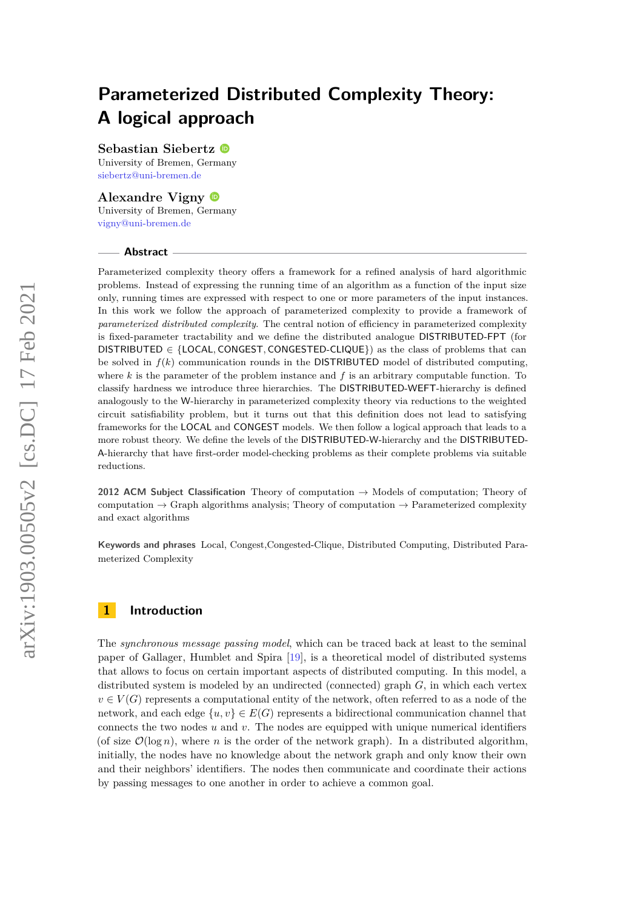# Parameterized Distributed Complexity Theory: A logical approach

**Sebastian Siebertz**
University of Bremen, Germany
siebertz@uni-bremen.de

**Alexandre Vigny**
University of Bremen, Germany
vigny@uni-bremen.de

## Abstract

Parameterized complexity theory offers a framework for a refined analysis of hard algorithmic problems. Instead of expressing the running time of an algorithm as a function of the input size only, running times are expressed with respect to one or more parameters of the input instances. In this work we follow the approach of parameterized complexity to provide a framework of *parameterized distributed complexity*. The central notion of efficiency in parameterized complexity is fixed-parameter tractability and we define the distributed analogue DISTRIBUTED-FPT (for DISTRIBUTED $\in$ {LOCAL, CONGEST, CONGESTED-CLIQUE}) as the class of problems that can be solved in $f(k)$ communication rounds in the DISTRIBUTED model of distributed computing, where $k$ is the parameter of the problem instance and $f$ is an arbitrary computable function. To classify hardness we introduce three hierarchies. The DISTRIBUTED-WEFT-hierarchy is defined analogously to the W-hierarchy in parameterized complexity theory via reductions to the weighted circuit satisfiability problem, but it turns out that this definition does not lead to satisfying frameworks for the LOCAL and CONGEST models. We then follow a logical approach that leads to a more robust theory. We define the levels of the DISTRIBUTED-W-hierarchy and the DISTRIBUTED-A-hierarchy that have first-order model-checking problems as their complete problems via suitable reductions.

**2012 ACM Subject Classification** Theory of computation → Models of computation; Theory of computation → Graph algorithms analysis; Theory of computation → Parameterized complexity and exact algorithms

**Keywords and phrases** Local, Congest,Congested-Clique, Distributed Computing, Distributed Parameterized Complexity

## 1 Introduction

The *synchronous message passing model*, which can be traced back at least to the seminal paper of Gallager, Humblet and Spira [19], is a theoretical model of distributed systems that allows to focus on certain important aspects of distributed computing. In this model, a distributed system is modeled by an undirected (connected) graph $G$, in which each vertex $v \in V(G)$ represents a computational entity of the network, often referred to as a node of the network, and each edge $\{u, v\} \in E(G)$ represents a bidirectional communication channel that connects the two nodes $u$ and $v$. The nodes are equipped with unique numerical identifiers (of size $\mathcal{O}(\log n)$, where $n$ is the order of the network graph). In a distributed algorithm, initially, the nodes have no knowledge about the network graph and only know their own and their neighbors' identifiers. The nodes then communicate and coordinate their actions by passing messages to one another in order to achieve a common goal.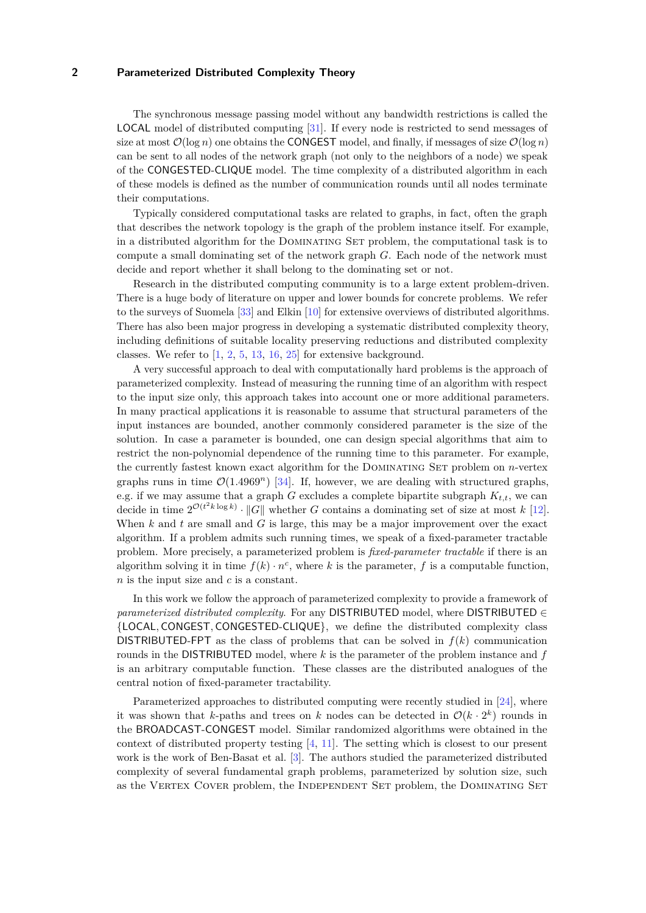The synchronous message passing model without any bandwidth restrictions is called the LOCAL model of distributed computing [31]. If every node is restricted to send messages of size at most $\mathcal{O}(\log n)$ one obtains the CONGEST model, and finally, if messages of size $\mathcal{O}(\log n)$ can be sent to all nodes of the network graph (not only to the neighbors of a node) we speak of the CONGESTED-CLIQUE model. The time complexity of a distributed algorithm in each of these models is defined as the number of communication rounds until all nodes terminate their computations.

Typically considered computational tasks are related to graphs, in fact, often the graph that describes the network topology is the graph of the problem instance itself. For example, in a distributed algorithm for the Dominating Set problem, the computational task is to compute a small dominating set of the network graph $G$. Each node of the network must decide and report whether it shall belong to the dominating set or not.

Research in the distributed computing community is to a large extent problem-driven. There is a huge body of literature on upper and lower bounds for concrete problems. We refer to the surveys of Suomela [33] and Elkin [10] for extensive overviews of distributed algorithms. There has also been major progress in developing a systematic distributed complexity theory, including definitions of suitable locality preserving reductions and distributed complexity classes. We refer to [1, 2, 5, 13, 16, 25] for extensive background.

A very successful approach to deal with computationally hard problems is the approach of parameterized complexity. Instead of measuring the running time of an algorithm with respect to the input size only, this approach takes into account one or more additional parameters. In many practical applications it is reasonable to assume that structural parameters of the input instances are bounded, another commonly considered parameter is the size of the solution. In case a parameter is bounded, one can design special algorithms that aim to restrict the non-polynomial dependence of the running time to this parameter. For example, the currently fastest known exact algorithm for the Dominating Set problem on $n$-vertex graphs runs in time $\mathcal{O}(1.4969^n)$ [34]. If, however, we are dealing with structured graphs, e.g. if we may assume that a graph $G$ excludes a complete bipartite subgraph $K_{t,t}$, we can decide in time $2^{\mathcal{O}(t^2 k \log k)} \cdot \|G\|$ whether $G$ contains a dominating set of size at most $k$ [12]. When $k$ and $t$ are small and $G$ is large, this may be a major improvement over the exact algorithm. If a problem admits such running times, we speak of a fixed-parameter tractable problem. More precisely, a parameterized problem is *fixed-parameter tractable* if there is an algorithm solving it in time $f(k) \cdot n^c$, where $k$ is the parameter, $f$ is a computable function, $n$ is the input size and $c$ is a constant.

In this work we follow the approach of parameterized complexity to provide a framework of *parameterized distributed complexity*. For any DISTRIBUTED model, where DISTRIBUTED $\in$ {LOCAL, CONGEST, CONGESTED-CLIQUE}, we define the distributed complexity class DISTRIBUTED-FPT as the class of problems that can be solved in $f(k)$ communication rounds in the DISTRIBUTED model, where $k$ is the parameter of the problem instance and $f$ is an arbitrary computable function. These classes are the distributed analogues of the central notion of fixed-parameter tractability.

Parameterized approaches to distributed computing were recently studied in [24], where it was shown that $k$-paths and trees on $k$ nodes can be detected in $\mathcal{O}(k \cdot 2^k)$ rounds in the BROADCAST-CONGEST model. Similar randomized algorithms were obtained in the context of distributed property testing [4, 11]. The setting which is closest to our present work is the work of Ben-Basat et al. [3]. The authors studied the parameterized distributed complexity of several fundamental graph problems, parameterized by solution size, such as the Vertex Cover problem, the Independent Set problem, the Dominating Set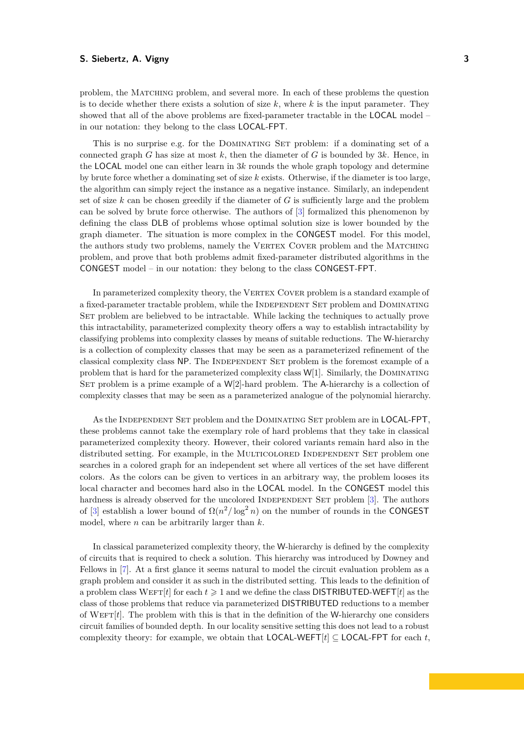problem, the Matching problem, and several more. In each of these problems the question is to decide whether there exists a solution of size $k$, where $k$ is the input parameter. They showed that all of the above problems are fixed-parameter tractable in the LOCAL model – in our notation: they belong to the class LOCAL-FPT.

This is no surprise e.g. for the Dominating Set problem: if a dominating set of a connected graph $G$ has size at most $k$, then the diameter of $G$ is bounded by $3k$. Hence, in the LOCAL model one can either learn in $3k$ rounds the whole graph topology and determine by brute force whether a dominating set of size $k$ exists. Otherwise, if the diameter is too large, the algorithm can simply reject the instance as a negative instance. Similarly, an independent set of size $k$ can be chosen greedily if the diameter of $G$ is sufficiently large and the problem can be solved by brute force otherwise. The authors of [3] formalized this phenomenon by defining the class DLB of problems whose optimal solution size is lower bounded by the graph diameter. The situation is more complex in the CONGEST model. For this model, the authors study two problems, namely the Vertex Cover problem and the Matching problem, and prove that both problems admit fixed-parameter distributed algorithms in the CONGEST model – in our notation: they belong to the class CONGEST-FPT.

In parameterized complexity theory, the Vertex Cover problem is a standard example of a fixed-parameter tractable problem, while the Independent Set problem and Dominating Set problem are beliebved to be intractable. While lacking the techniques to actually prove this intractability, parameterized complexity theory offers a way to establish intractability by classifying problems into complexity classes by means of suitable reductions. The W-hierarchy is a collection of complexity classes that may be seen as a parameterized refinement of the classical complexity class NP. The Independent Set problem is the foremost example of a problem that is hard for the parameterized complexity class W[1]. Similarly, the Dominating Set problem is a prime example of a W[2]-hard problem. The A-hierarchy is a collection of complexity classes that may be seen as a parameterized analogue of the polynomial hierarchy.

As the Independent Set problem and the Dominating Set problem are in LOCAL-FPT, these problems cannot take the exemplary role of hard problems that they take in classical parameterized complexity theory. However, their colored variants remain hard also in the distributed setting. For example, in the Multicolored Independent Set problem one searches in a colored graph for an independent set where all vertices of the set have different colors. As the colors can be given to vertices in an arbitrary way, the problem looses its local character and becomes hard also in the LOCAL model. In the CONGEST model this hardness is already observed for the uncolored Independent Set problem [3]. The authors of [3] establish a lower bound of $\Omega(n^2/\log^2 n)$ on the number of rounds in the CONGEST model, where $n$ can be arbitrarily larger than $k$.

In classical parameterized complexity theory, the W-hierarchy is defined by the complexity of circuits that is required to check a solution. This hierarchy was introduced by Downey and Fellows in [7]. At a first glance it seems natural to model the circuit evaluation problem as a graph problem and consider it as such in the distributed setting. This leads to the definition of a problem class Weft$[t]$ for each $t \geqslant 1$ and we define the class DISTRIBUTED-WEFT$[t]$ as the class of those problems that reduce via parameterized DISTRIBUTED reductions to a member of Weft$[t]$. The problem with this is that in the definition of the W-hierarchy one considers circuit families of bounded depth. In our locality sensitive setting this does not lead to a robust complexity theory: for example, we obtain that LOCAL-WEFT$[t]$ $\subseteq$ LOCAL-FPT for each $t$,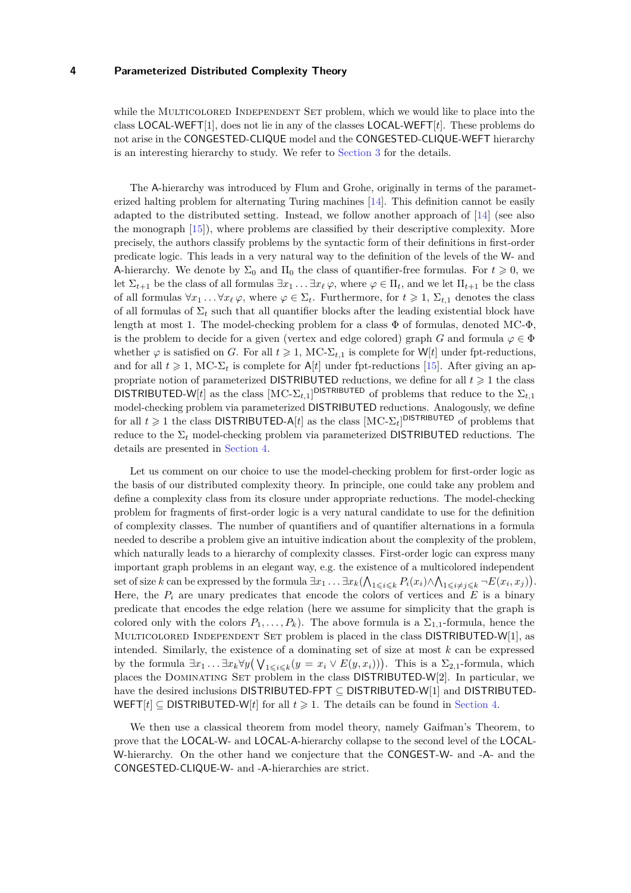while the Multicolored Independent Set problem, which we would like to place into the class LOCAL-WEFT[1], does not lie in any of the classes LOCAL-WEFT[$t$]. These problems do not arise in the CONGESTED-CLIQUE model and the CONGESTED-CLIQUE-WEFT hierarchy is an interesting hierarchy to study. We refer to Section 3 for the details.

The A-hierarchy was introduced by Flum and Grohe, originally in terms of the parameterized halting problem for alternating Turing machines [14]. This definition cannot be easily adapted to the distributed setting. Instead, we follow another approach of [14] (see also the monograph [15]), where problems are classified by their descriptive complexity. More precisely, the authors classify problems by the syntactic form of their definitions in first-order predicate logic. This leads in a very natural way to the definition of the levels of the W- and A-hierarchy. We denote by $\Sigma_0$ and $\Pi_0$ the class of quantifier-free formulas. For $t \geqslant 0$, we let $\Sigma_{t+1}$ be the class of all formulas $\exists x_1 \ldots \exists x_\ell\, \varphi$, where $\varphi \in \Pi_t$, and we let $\Pi_{t+1}$ be the class of all formulas $\forall x_1 \ldots \forall x_\ell\, \varphi$, where $\varphi \in \Sigma_t$. Furthermore, for $t \geqslant 1$, $\Sigma_{t,1}$ denotes the class of all formulas of $\Sigma_t$ such that all quantifier blocks after the leading existential block have length at most 1. The model-checking problem for a class $\Phi$ of formulas, denoted MC-$\Phi$, is the problem to decide for a given (vertex and edge colored) graph $G$ and formula $\varphi \in \Phi$ whether $\varphi$ is satisfied on $G$. For all $t \geqslant 1$, MC-$\Sigma_{t,1}$ is complete for W[$t$] under fpt-reductions, and for all $t \geqslant 1$, MC-$\Sigma_t$ is complete for A[$t$] under fpt-reductions [15]. After giving an appropriate notion of parameterized DISTRIBUTED reductions, we define for all $t \geqslant 1$ the class DISTRIBUTED-W[$t$] as the class $[\text{MC-}\Sigma_{t,1}]^{\mathsf{DISTRIBUTED}}$ of problems that reduce to the $\Sigma_{t,1}$ model-checking problem via parameterized DISTRIBUTED reductions. Analogously, we define for all $t \geqslant 1$ the class DISTRIBUTED-A[$t$] as the class $[\text{MC-}\Sigma_t]^{\mathsf{DISTRIBUTED}}$ of problems that reduce to the $\Sigma_t$ model-checking problem via parameterized DISTRIBUTED reductions. The details are presented in Section 4.

Let us comment on our choice to use the model-checking problem for first-order logic as the basis of our distributed complexity theory. In principle, one could take any problem and define a complexity class from its closure under appropriate reductions. The model-checking problem for fragments of first-order logic is a very natural candidate to use for the definition of complexity classes. The number of quantifiers and of quantifier alternations in a formula needed to describe a problem give an intuitive indication about the complexity of the problem, which naturally leads to a hierarchy of complexity classes. First-order logic can express many important graph problems in an elegant way, e.g. the existence of a multicolored independent set of size $k$ can be expressed by the formula $\exists x_1 \ldots \exists x_k \big(\bigwedge_{1 \leqslant i \leqslant k} P_i(x_i) \wedge \bigwedge_{1 \leqslant i \neq j \leqslant k} \neg E(x_i, x_j)\big)$. Here, the $P_i$ are unary predicates that encode the colors of vertices and $E$ is a binary predicate that encodes the edge relation (here we assume for simplicity that the graph is colored only with the colors $P_1, \ldots, P_k$). The above formula is a $\Sigma_{1,1}$-formula, hence the Multicolored Independent Set problem is placed in the class DISTRIBUTED-W[1], as intended. Similarly, the existence of a dominating set of size at most $k$ can be expressed by the formula $\exists x_1 \ldots \exists x_k \forall y \big(\bigvee_{1 \leqslant i \leqslant k} (y = x_i \vee E(y, x_i))\big)$. This is a $\Sigma_{2,1}$-formula, which places the Dominating Set problem in the class DISTRIBUTED-W[2]. In particular, we have the desired inclusions DISTRIBUTED-FPT $\subseteq$ DISTRIBUTED-W[1] and DISTRIBUTED-WEFT[$t$] $\subseteq$ DISTRIBUTED-W[$t$] for all $t \geqslant 1$. The details can be found in Section 4.

We then use a classical theorem from model theory, namely Gaifman's Theorem, to prove that the LOCAL-W- and LOCAL-A-hierarchy collapse to the second level of the LOCAL-W-hierarchy. On the other hand we conjecture that the CONGEST-W- and -A- and the CONGESTED-CLIQUE-W- and -A-hierarchies are strict.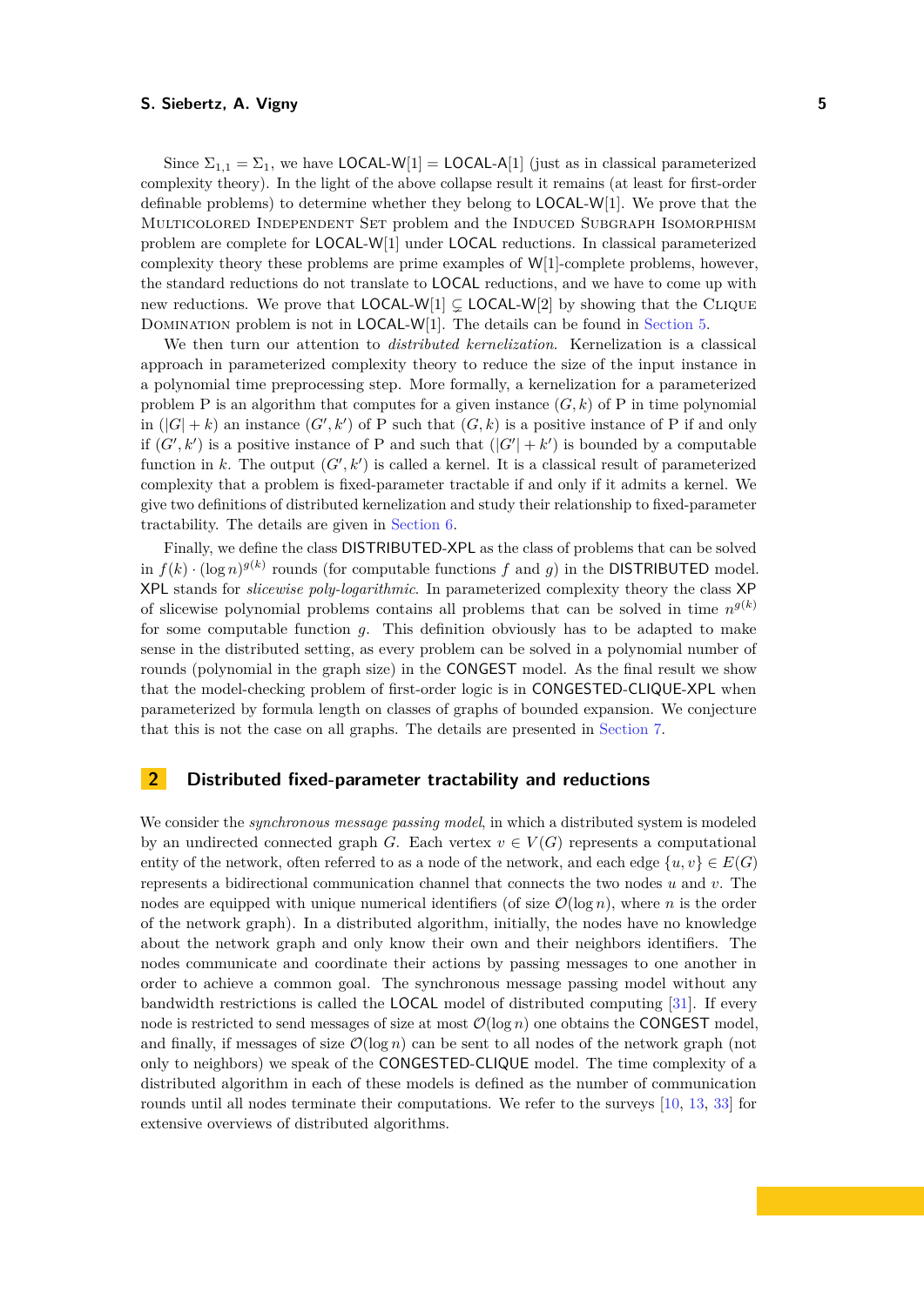Since $\Sigma_{1,1} = \Sigma_1$, we have LOCAL-W[1] = LOCAL-A[1] (just as in classical parameterized complexity theory). In the light of the above collapse result it remains (at least for first-order definable problems) to determine whether they belong to LOCAL-W[1]. We prove that the Multicolored Independent Set problem and the Induced Subgraph Isomorphism problem are complete for LOCAL-W[1] under LOCAL reductions. In classical parameterized complexity theory these problems are prime examples of W[1]-complete problems, however, the standard reductions do not translate to LOCAL reductions, and we have to come up with new reductions. We prove that LOCAL-W[1] $\subsetneq$ LOCAL-W[2] by showing that the Clique Domination problem is not in LOCAL-W[1]. The details can be found in Section 5.

We then turn our attention to *distributed kernelization*. Kernelization is a classical approach in parameterized complexity theory to reduce the size of the input instance in a polynomial time preprocessing step. More formally, a kernelization for a parameterized problem P is an algorithm that computes for a given instance $(G, k)$ of P in time polynomial in $(|G| + k)$ an instance $(G', k')$ of P such that $(G, k)$ is a positive instance of P if and only if $(G', k')$ is a positive instance of P and such that $(|G'| + k')$ is bounded by a computable function in $k$. The output $(G', k')$ is called a kernel. It is a classical result of parameterized complexity that a problem is fixed-parameter tractable if and only if it admits a kernel. We give two definitions of distributed kernelization and study their relationship to fixed-parameter tractability. The details are given in Section 6.

Finally, we define the class DISTRIBUTED-XPL as the class of problems that can be solved in $f(k) \cdot (\log n)^{g(k)}$ rounds (for computable functions $f$ and $g$) in the DISTRIBUTED model. XPL stands for *slicewise poly-logarithmic*. In parameterized complexity theory the class XP of slicewise polynomial problems contains all problems that can be solved in time $n^{g(k)}$ for some computable function $g$. This definition obviously has to be adapted to make sense in the distributed setting, as every problem can be solved in a polynomial number of rounds (polynomial in the graph size) in the CONGEST model. As the final result we show that the model-checking problem of first-order logic is in CONGESTED-CLIQUE-XPL when parameterized by formula length on classes of graphs of bounded expansion. We conjecture that this is not the case on all graphs. The details are presented in Section 7.

## 2 Distributed fixed-parameter tractability and reductions

We consider the *synchronous message passing model*, in which a distributed system is modeled by an undirected connected graph $G$. Each vertex $v \in V(G)$ represents a computational entity of the network, often referred to as a node of the network, and each edge $\{u, v\} \in E(G)$ represents a bidirectional communication channel that connects the two nodes $u$ and $v$. The nodes are equipped with unique numerical identifiers (of size $\mathcal{O}(\log n)$, where $n$ is the order of the network graph). In a distributed algorithm, initially, the nodes have no knowledge about the network graph and only know their own and their neighbors identifiers. The nodes communicate and coordinate their actions by passing messages to one another in order to achieve a common goal. The synchronous message passing model without any bandwidth restrictions is called the LOCAL model of distributed computing [31]. If every node is restricted to send messages of size at most $\mathcal{O}(\log n)$ one obtains the CONGEST model, and finally, if messages of size $\mathcal{O}(\log n)$ can be sent to all nodes of the network graph (not only to neighbors) we speak of the CONGESTED-CLIQUE model. The time complexity of a distributed algorithm in each of these models is defined as the number of communication rounds until all nodes terminate their computations. We refer to the surveys [10, 13, 33] for extensive overviews of distributed algorithms.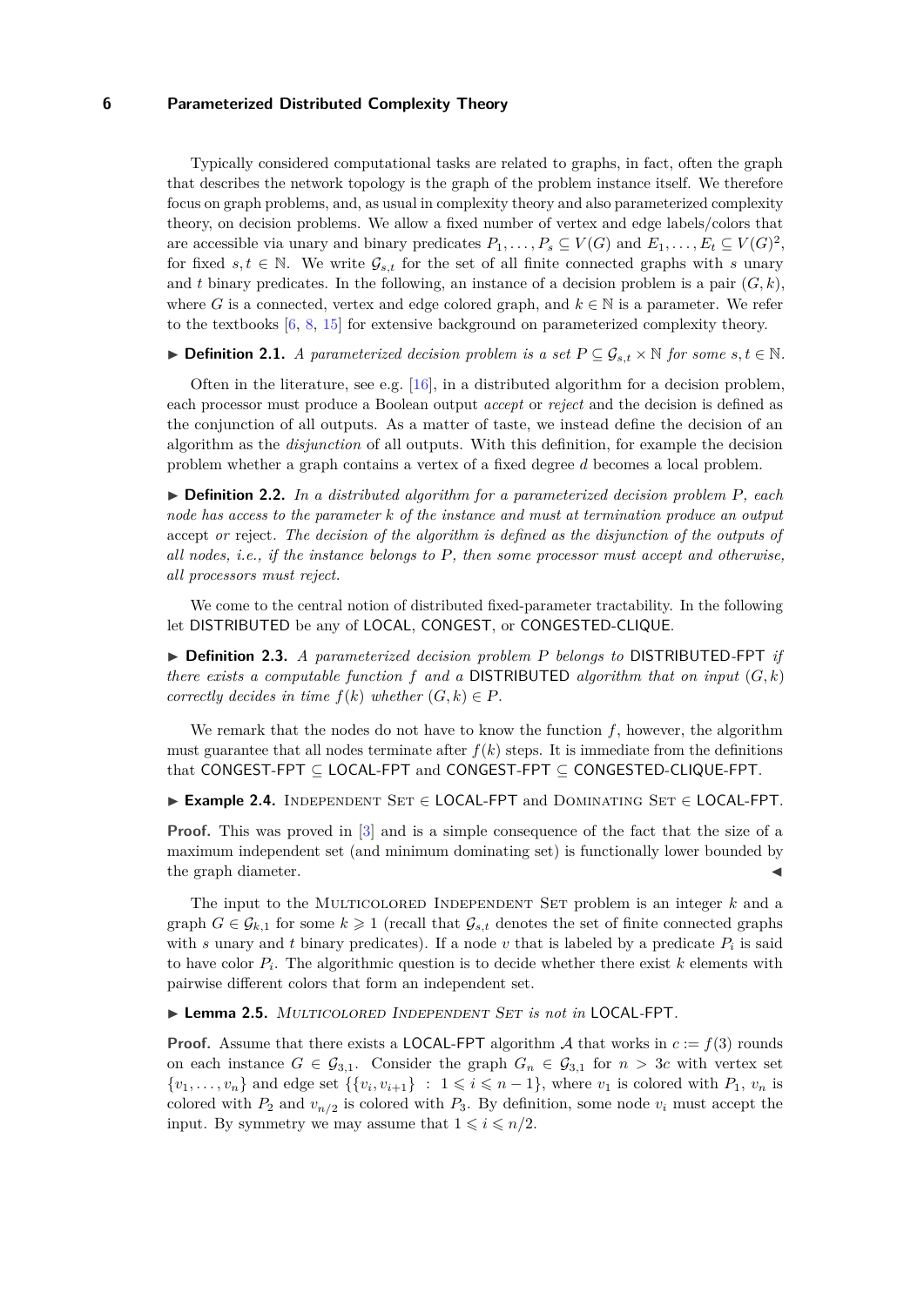Typically considered computational tasks are related to graphs, in fact, often the graph that describes the network topology is the graph of the problem instance itself. We therefore focus on graph problems, and, as usual in complexity theory and also parameterized complexity theory, on decision problems. We allow a fixed number of vertex and edge labels/colors that are accessible via unary and binary predicates $P_1, \ldots, P_s \subseteq V(G)$ and $E_1, \ldots, E_t \subseteq V(G)^2$, for fixed $s, t \in \mathbb{N}$. We write $\mathcal{G}_{s,t}$ for the set of all finite connected graphs with $s$ unary and $t$ binary predicates. In the following, an instance of a decision problem is a pair $(G, k)$, where $G$ is a connected, vertex and edge colored graph, and $k \in \mathbb{N}$ is a parameter. We refer to the textbooks [6, 8, 15] for extensive background on parameterized complexity theory.

▶ **Definition 2.1.** *A parameterized decision problem is a set $P \subseteq \mathcal{G}_{s,t} \times \mathbb{N}$ for some $s, t \in \mathbb{N}$.*

Often in the literature, see e.g. [16], in a distributed algorithm for a decision problem, each processor must produce a Boolean output *accept* or *reject* and the decision is defined as the conjunction of all outputs. As a matter of taste, we instead define the decision of an algorithm as the *disjunction* of all outputs. With this definition, for example the decision problem whether a graph contains a vertex of a fixed degree $d$ becomes a local problem.

▶ **Definition 2.2.** *In a distributed algorithm for a parameterized decision problem $P$, each node has access to the parameter $k$ of the instance and must at termination produce an output* accept *or* reject*. The decision of the algorithm is defined as the disjunction of the outputs of all nodes, i.e., if the instance belongs to $P$, then some processor must accept and otherwise, all processors must reject.*

We come to the central notion of distributed fixed-parameter tractability. In the following let DISTRIBUTED be any of LOCAL, CONGEST, or CONGESTED-CLIQUE.

▶ **Definition 2.3.** *A parameterized decision problem $P$ belongs to* DISTRIBUTED-FPT *if there exists a computable function $f$ and a* DISTRIBUTED *algorithm that on input $(G, k)$ correctly decides in time $f(k)$ whether $(G, k) \in P$.*

We remark that the nodes do not have to know the function $f$, however, the algorithm must guarantee that all nodes terminate after $f(k)$ steps. It is immediate from the definitions that CONGEST-FPT $\subseteq$ LOCAL-FPT and CONGEST-FPT $\subseteq$ CONGESTED-CLIQUE-FPT.

▶ **Example 2.4.** Independent Set $\in$ LOCAL-FPT and Dominating Set $\in$ LOCAL-FPT.

**Proof.** This was proved in [3] and is a simple consequence of the fact that the size of a maximum independent set (and minimum dominating set) is functionally lower bounded by the graph diameter. ◀

The input to the Multicolored Independent Set problem is an integer $k$ and a graph $G \in \mathcal{G}_{k,1}$ for some $k \geqslant 1$ (recall that $\mathcal{G}_{s,t}$ denotes the set of finite connected graphs with $s$ unary and $t$ binary predicates). If a node $v$ that is labeled by a predicate $P_i$ is said to have color $P_i$. The algorithmic question is to decide whether there exist $k$ elements with pairwise different colors that form an independent set.

▶ **Lemma 2.5.** *Multicolored Independent Set is not in* LOCAL-FPT*.*

**Proof.** Assume that there exists a LOCAL-FPT algorithm $\mathcal{A}$ that works in $c := f(3)$ rounds on each instance $G \in \mathcal{G}_{3,1}$. Consider the graph $G_n \in \mathcal{G}_{3,1}$ for $n > 3c$ with vertex set $\{v_1, \ldots, v_n\}$ and edge set $\{\{v_i, v_{i+1}\} : 1 \leqslant i \leqslant n-1\}$, where $v_1$ is colored with $P_1$, $v_n$ is colored with $P_2$ and $v_{n/2}$ is colored with $P_3$. By definition, some node $v_i$ must accept the input. By symmetry we may assume that $1 \leqslant i \leqslant n/2$.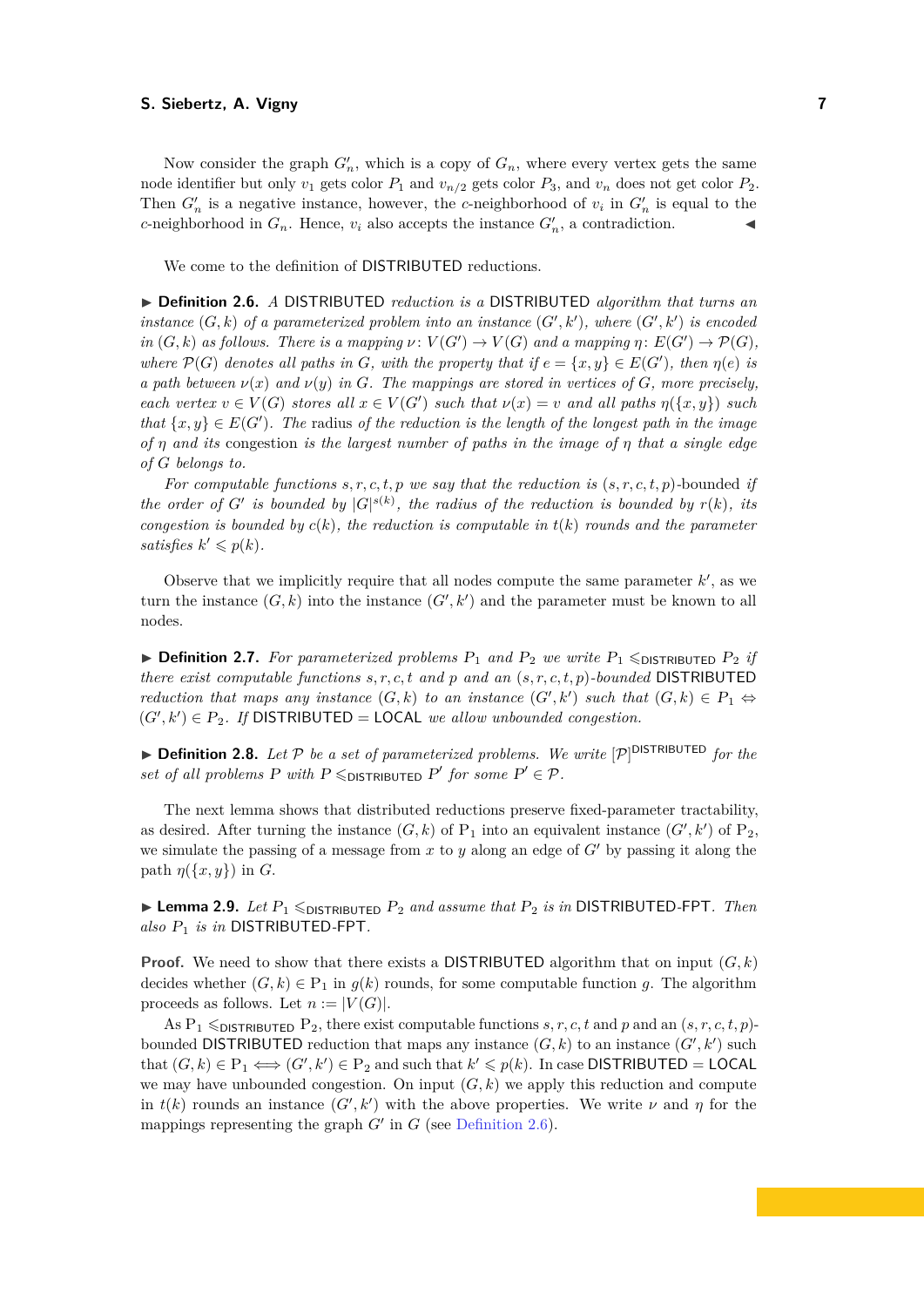Now consider the graph $G'_n$, which is a copy of $G_n$, where every vertex gets the same node identifier but only $v_1$ gets color $P_1$ and $v_{n/2}$ gets color $P_3$, and $v_n$ does not get color $P_2$. Then $G'_n$ is a negative instance, however, the $c$-neighborhood of $v_i$ in $G'_n$ is equal to the $c$-neighborhood in $G_n$. Hence, $v_i$ also accepts the instance $G'_n$, a contradiction. ◀

We come to the definition of DISTRIBUTED reductions.

▶ **Definition 2.6.** *A* DISTRIBUTED *reduction is a* DISTRIBUTED *algorithm that turns an instance $(G, k)$ of a parameterized problem into an instance $(G', k')$, where $(G', k')$ is encoded in $(G, k)$ as follows. There is a mapping $\nu\colon V(G') \to V(G)$ and a mapping $\eta\colon E(G') \to \mathcal{P}(G)$, where $\mathcal{P}(G)$ denotes all paths in $G$, with the property that if $e = \{x, y\} \in E(G')$, then $\eta(e)$ is a path between $\nu(x)$ and $\nu(y)$ in $G$. The mappings are stored in vertices of $G$, more precisely, each vertex $v \in V(G)$ stores all $x \in V(G')$ such that $\nu(x) = v$ and all paths $\eta(\{x, y\})$ such that $\{x, y\} \in E(G')$. The* radius *of the reduction is the length of the longest path in the image of $\eta$ and its* congestion *is the largest number of paths in the image of $\eta$ that a single edge of $G$ belongs to.*

*For computable functions $s, r, c, t, p$ we say that the reduction is $(s, r, c, t, p)$-bounded if the order of $G'$ is bounded by $|G|^{s(k)}$, the radius of the reduction is bounded by $r(k)$, its congestion is bounded by $c(k)$, the reduction is computable in $t(k)$ rounds and the parameter satisfies $k' \leqslant p(k)$.*

Observe that we implicitly require that all nodes compute the same parameter $k'$, as we turn the instance $(G, k)$ into the instance $(G', k')$ and the parameter must be known to all nodes.

▶ **Definition 2.7.** *For parameterized problems $\mathrm{P}_1$ and $\mathrm{P}_2$ we write $\mathrm{P}_1 \leqslant_{\mathsf{DISTRIBUTED}} \mathrm{P}_2$ if there exist computable functions $s, r, c, t$ and $p$ and an $(s, r, c, t, p)$-bounded* DISTRIBUTED *reduction that maps any instance $(G, k)$ to an instance $(G', k')$ such that $(G, k) \in \mathrm{P}_1 \Leftrightarrow (G', k') \in \mathrm{P}_2$. If* DISTRIBUTED $=$ LOCAL *we allow unbounded congestion.*

▶ **Definition 2.8.** *Let $\mathcal{P}$ be a set of parameterized problems. We write $[\mathcal{P}]^{\mathsf{DISTRIBUTED}}$ for the set of all problems $P$ with $P \leqslant_{\mathsf{DISTRIBUTED}} P'$ for some $P' \in \mathcal{P}$.*

The next lemma shows that distributed reductions preserve fixed-parameter tractability, as desired. After turning the instance $(G, k)$ of $\mathrm{P}_1$ into an equivalent instance $(G', k')$ of $\mathrm{P}_2$, we simulate the passing of a message from $x$ to $y$ along an edge of $G'$ by passing it along the path $\eta(\{x, y\})$ in $G$.

▶ **Lemma 2.9.** *Let $P_1 \leqslant_{\mathsf{DISTRIBUTED}} P_2$ and assume that $P_2$ is in* DISTRIBUTED-FPT. *Then also $P_1$ is in* DISTRIBUTED-FPT.

**Proof.** We need to show that there exists a DISTRIBUTED algorithm that on input $(G, k)$ decides whether $(G, k) \in \mathrm{P}_1$ in $g(k)$ rounds, for some computable function $g$. The algorithm proceeds as follows. Let $n := |V(G)|$.

As $\mathrm{P}_1 \leqslant_{\mathsf{DISTRIBUTED}} \mathrm{P}_2$, there exist computable functions $s, r, c, t$ and $p$ and an $(s, r, c, t, p)$-bounded DISTRIBUTED reduction that maps any instance $(G, k)$ to an instance $(G', k')$ such that $(G, k) \in \mathrm{P}_1 \iff (G', k') \in \mathrm{P}_2$ and such that $k' \leqslant p(k)$. In case DISTRIBUTED $=$ LOCAL we may have unbounded congestion. On input $(G, k)$ we apply this reduction and compute in $t(k)$ rounds an instance $(G', k')$ with the above properties. We write $\nu$ and $\eta$ for the mappings representing the graph $G'$ in $G$ (see Definition 2.6).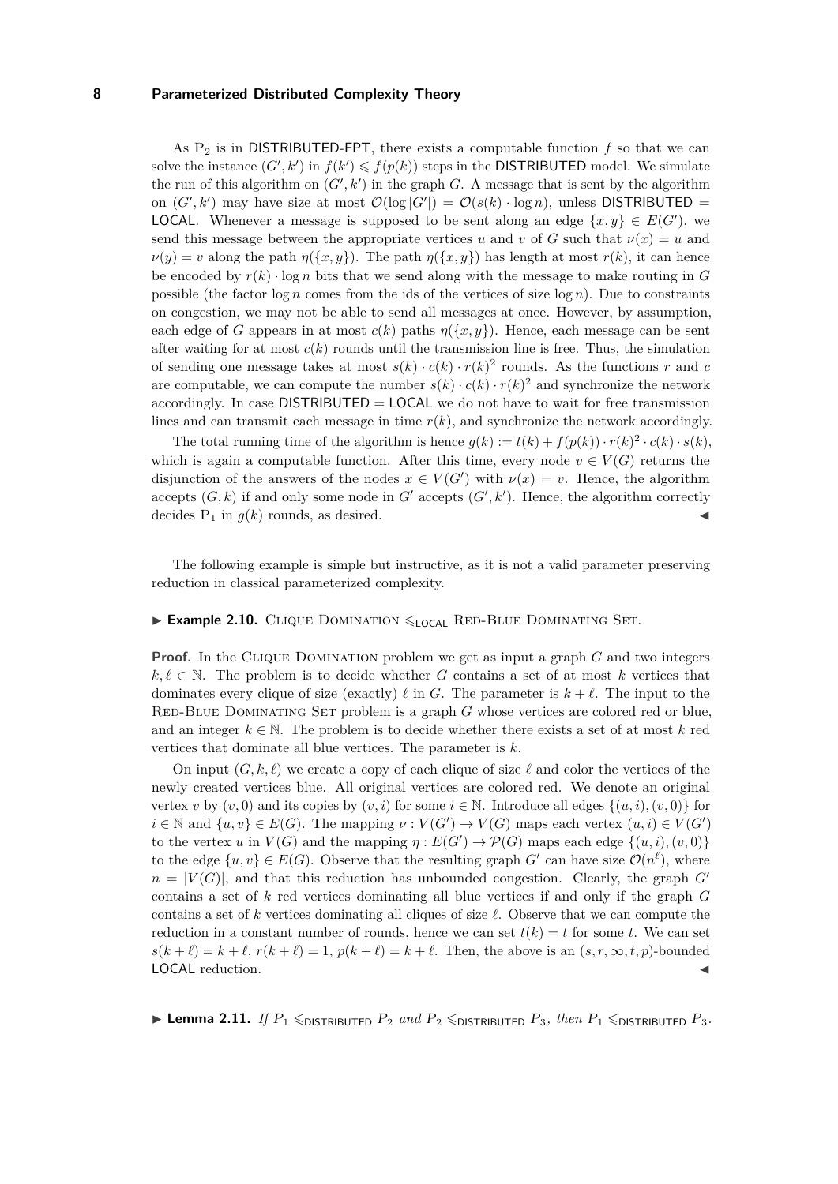As $P_2$ is in DISTRIBUTED-FPT, there exists a computable function $f$ so that we can solve the instance $(G', k')$ in $f(k') \leqslant f(p(k))$ steps in the DISTRIBUTED model. We simulate the run of this algorithm on $(G', k')$ in the graph $G$. A message that is sent by the algorithm on $(G', k')$ may have size at most $\mathcal{O}(\log |G'|) = \mathcal{O}(s(k) \cdot \log n)$, unless DISTRIBUTED = LOCAL. Whenever a message is supposed to be sent along an edge $\{x, y\} \in E(G')$, we send this message between the appropriate vertices $u$ and $v$ of $G$ such that $\nu(x) = u$ and $\nu(y) = v$ along the path $\eta(\{x, y\})$. The path $\eta(\{x, y\})$ has length at most $r(k)$, it can hence be encoded by $r(k) \cdot \log n$ bits that we send along with the message to make routing in $G$ possible (the factor $\log n$ comes from the ids of the vertices of size $\log n$). Due to constraints on congestion, we may not be able to send all messages at once. However, by assumption, each edge of $G$ appears in at most $c(k)$ paths $\eta(\{x, y\})$. Hence, each message can be sent after waiting for at most $c(k)$ rounds until the transmission line is free. Thus, the simulation of sending one message takes at most $s(k) \cdot c(k) \cdot r(k)^2$ rounds. As the functions $r$ and $c$ are computable, we can compute the number $s(k) \cdot c(k) \cdot r(k)^2$ and synchronize the network accordingly. In case DISTRIBUTED = LOCAL we do not have to wait for free transmission lines and can transmit each message in time $r(k)$, and synchronize the network accordingly.

The total running time of the algorithm is hence $g(k) := t(k) + f(p(k)) \cdot r(k)^2 \cdot c(k) \cdot s(k)$, which is again a computable function. After this time, every node $v \in V(G)$ returns the disjunction of the answers of the nodes $x \in V(G')$ with $\nu(x) = v$. Hence, the algorithm accepts $(G, k)$ if and only some node in $G'$ accepts $(G', k')$. Hence, the algorithm correctly decides $P_1$ in $g(k)$ rounds, as desired. ◀

The following example is simple but instructive, as it is not a valid parameter preserving reduction in classical parameterized complexity.

▶ **Example 2.10.** Clique Domination $\leqslant_{\mathsf{LOCAL}}$ Red-Blue Dominating Set.

**Proof.** In the Clique Domination problem we get as input a graph $G$ and two integers $k, \ell \in \mathbb{N}$. The problem is to decide whether $G$ contains a set of at most $k$ vertices that dominates every clique of size (exactly) $\ell$ in $G$. The parameter is $k + \ell$. The input to the Red-Blue Dominating Set problem is a graph $G$ whose vertices are colored red or blue, and an integer $k \in \mathbb{N}$. The problem is to decide whether there exists a set of at most $k$ red vertices that dominate all blue vertices. The parameter is $k$.

On input $(G, k, \ell)$ we create a copy of each clique of size $\ell$ and color the vertices of the newly created vertices blue. All original vertices are colored red. We denote an original vertex $v$ by $(v, 0)$ and its copies by $(v, i)$ for some $i \in \mathbb{N}$. Introduce all edges $\{(u, i), (v, 0)\}$ for $i \in \mathbb{N}$ and $\{u, v\} \in E(G)$. The mapping $\nu : V(G') \to V(G)$ maps each vertex $(u, i) \in V(G')$ to the vertex $u$ in $V(G)$ and the mapping $\eta : E(G') \to \mathcal{P}(G)$ maps each edge $\{(u, i), (v, 0)\}$ to the edge $\{u, v\} \in E(G)$. Observe that the resulting graph $G'$ can have size $\mathcal{O}(n^\ell)$, where $n = |V(G)|$, and that this reduction has unbounded congestion. Clearly, the graph $G'$ contains a set of $k$ red vertices dominating all blue vertices if and only if the graph $G$ contains a set of $k$ vertices dominating all cliques of size $\ell$. Observe that we can compute the reduction in a constant number of rounds, hence we can set $t(k) = t$ for some $t$. We can set $s(k + \ell) = k + \ell$, $r(k + \ell) = 1$, $p(k + \ell) = k + \ell$. Then, the above is an $(s, r, \infty, t, p)$-bounded LOCAL reduction. ◀

▶ **Lemma 2.11.** *If $P_1 \leqslant_{\mathsf{DISTRIBUTED}} P_2$ and $P_2 \leqslant_{\mathsf{DISTRIBUTED}} P_3$, then $P_1 \leqslant_{\mathsf{DISTRIBUTED}} P_3$.*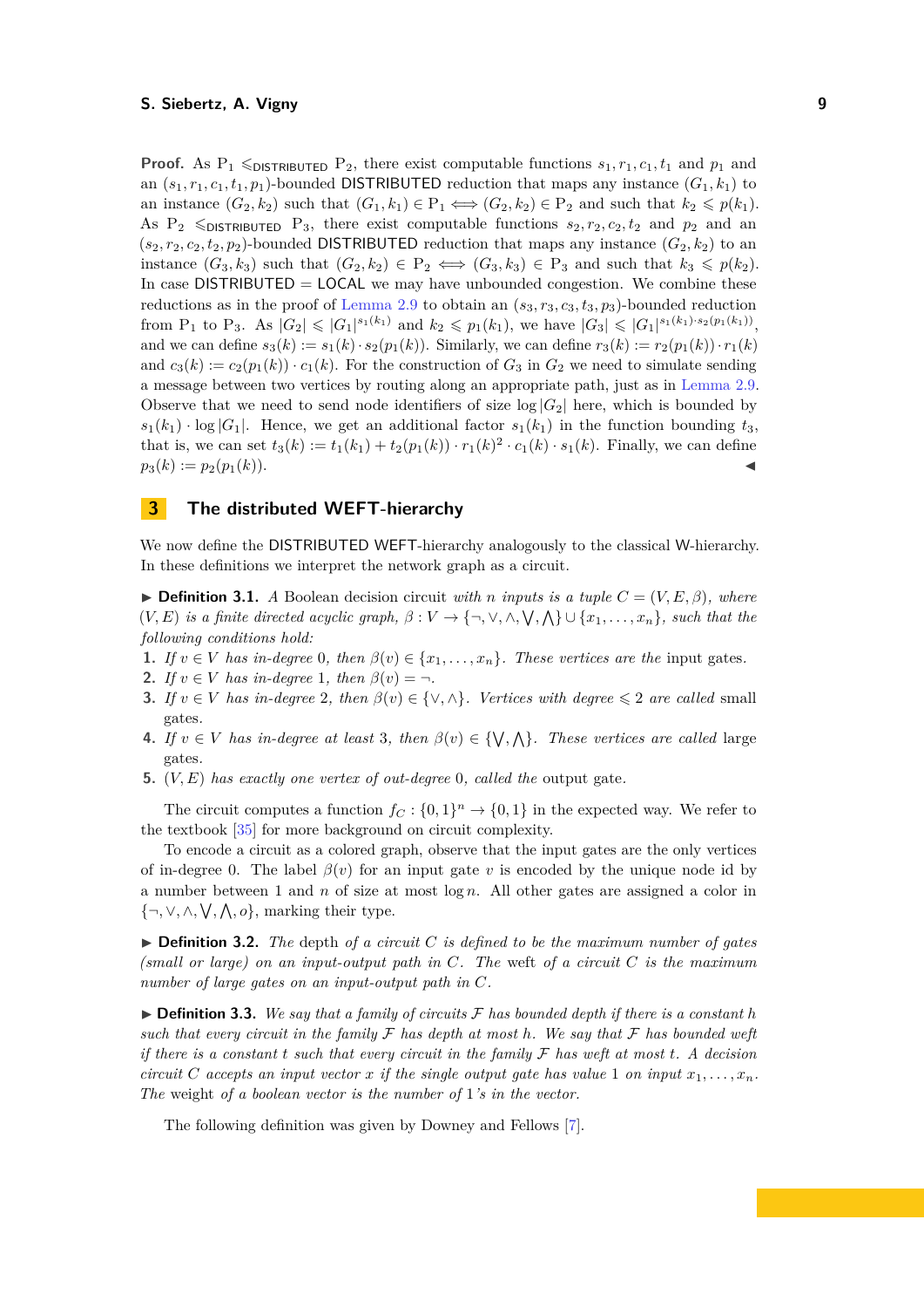**Proof.** As $\mathrm{P}_1 \leqslant_{\mathsf{DISTRIBUTED}} \mathrm{P}_2$, there exist computable functions $s_1, r_1, c_1, t_1$ and $p_1$ and an $(s_1, r_1, c_1, t_1, p_1)$-bounded DISTRIBUTED reduction that maps any instance $(G_1, k_1)$ to an instance $(G_2, k_2)$ such that $(G_1, k_1) \in \mathrm{P}_1 \iff (G_2, k_2) \in \mathrm{P}_2$ and such that $k_2 \leqslant p(k_1)$. As $\mathrm{P}_2 \leqslant_{\mathsf{DISTRIBUTED}} \mathrm{P}_3$, there exist computable functions $s_2, r_2, c_2, t_2$ and $p_2$ and an $(s_2, r_2, c_2, t_2, p_2)$-bounded DISTRIBUTED reduction that maps any instance $(G_2, k_2)$ to an instance $(G_3, k_3)$ such that $(G_2, k_2) \in \mathrm{P}_2 \iff (G_3, k_3) \in \mathrm{P}_3$ and such that $k_3 \leqslant p(k_2)$. In case DISTRIBUTED $=$ LOCAL we may have unbounded congestion. We combine these reductions as in the proof of Lemma 2.9 to obtain an $(s_3, r_3, c_3, t_3, p_3)$-bounded reduction from $\mathrm{P}_1$ to $\mathrm{P}_3$. As $|G_2| \leqslant |G_1|^{s_1(k_1)}$ and $k_2 \leqslant p_1(k_1)$, we have $|G_3| \leqslant |G_1|^{s_1(k_1) \cdot s_2(p_1(k_1))}$, and we can define $s_3(k) := s_1(k) \cdot s_2(p_1(k))$. Similarly, we can define $r_3(k) := r_2(p_1(k)) \cdot r_1(k)$ and $c_3(k) := c_2(p_1(k)) \cdot c_1(k)$. For the construction of $G_3$ in $G_2$ we need to simulate sending a message between two vertices by routing along an appropriate path, just as in Lemma 2.9. Observe that we need to send node identifiers of size $\log |G_2|$ here, which is bounded by $s_1(k_1) \cdot \log |G_1|$. Hence, we get an additional factor $s_1(k_1)$ in the function bounding $t_3$, that is, we can set $t_3(k) := t_1(k_1) + t_2(p_1(k)) \cdot r_1(k)^2 \cdot c_1(k) \cdot s_1(k)$. Finally, we can define $p_3(k) := p_2(p_1(k))$. ◀

## 3 The distributed WEFT-hierarchy

We now define the DISTRIBUTED WEFT-hierarchy analogously to the classical W-hierarchy. In these definitions we interpret the network graph as a circuit.

▶ **Definition 3.1.** *A* Boolean decision circuit *with $n$ inputs is a tuple $C = (V, E, \beta)$, where $(V, E)$ is a finite directed acyclic graph, $\beta : V \to \{\neg, \vee, \wedge, \bigvee, \bigwedge\} \cup \{x_1, \ldots, x_n\}$, such that the following conditions hold:*

1. *If $v \in V$ has in-degree 0, then $\beta(v) \in \{x_1, \ldots, x_n\}$. These vertices are the* input gates*.*
2. *If $v \in V$ has in-degree 1, then $\beta(v) = \neg$.*
3. *If $v \in V$ has in-degree 2, then $\beta(v) \in \{\vee, \wedge\}$. Vertices with degree $\leqslant 2$ are called* small gates*.*
4. *If $v \in V$ has in-degree at least 3, then $\beta(v) \in \{\bigvee, \bigwedge\}$. These vertices are called* large gates*.*
5. *$(V, E)$ has exactly one vertex of out-degree 0, called the* output gate*.*

The circuit computes a function $f_C : \{0,1\}^n \to \{0,1\}$ in the expected way. We refer to the textbook [35] for more background on circuit complexity.

To encode a circuit as a colored graph, observe that the input gates are the only vertices of in-degree 0. The label $\beta(v)$ for an input gate $v$ is encoded by the unique node id by a number between 1 and $n$ of size at most $\log n$. All other gates are assigned a color in $\{\neg, \vee, \wedge, \bigvee, \bigwedge, o\}$, marking their type.

▶ **Definition 3.2.** *The* depth *of a circuit $C$ is defined to be the maximum number of gates (small or large) on an input-output path in $C$. The* weft *of a circuit $C$ is the maximum number of large gates on an input-output path in $C$.*

▶ **Definition 3.3.** *We say that a family of circuits $\mathcal{F}$ has bounded depth if there is a constant $h$ such that every circuit in the family $\mathcal{F}$ has depth at most $h$. We say that $\mathcal{F}$ has bounded weft if there is a constant $t$ such that every circuit in the family $\mathcal{F}$ has weft at most $t$. A decision circuit $C$ accepts an input vector $x$ if the single output gate has value 1 on input $x_1, \ldots, x_n$. The* weight *of a boolean vector is the number of 1's in the vector.*

The following definition was given by Downey and Fellows [7].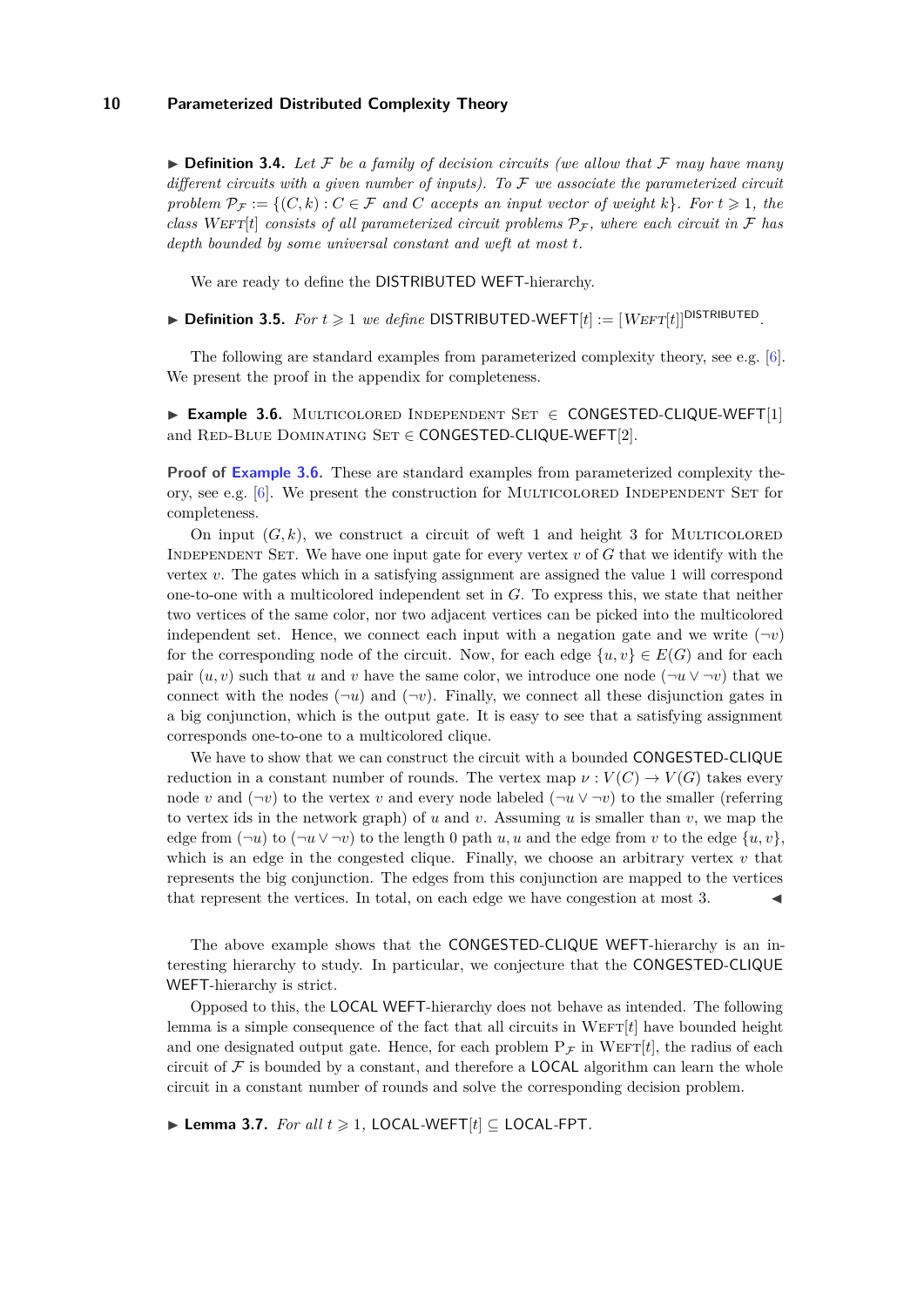▶ **Definition 3.4.** *Let $\mathcal{F}$ be a family of decision circuits (we allow that $\mathcal{F}$ may have many different circuits with a given number of inputs). To $\mathcal{F}$ we associate the parameterized circuit problem $\mathcal{P}_{\mathcal{F}} := \{(C,k) : C \in \mathcal{F}$ and $C$ accepts an input vector of weight $k\}$. For $t \geqslant 1$, the class* WEFT[$t$] *consists of all parameterized circuit problems $\mathcal{P}_{\mathcal{F}}$, where each circuit in $\mathcal{F}$ has depth bounded by some universal constant and weft at most $t$.*

We are ready to define the DISTRIBUTED WEFT-hierarchy.

▶ **Definition 3.5.** *For $t \geqslant 1$ we define* DISTRIBUTED-WEFT[$t$] $:= [\text{WEFT}[t]]^{\text{DISTRIBUTED}}$.

The following are standard examples from parameterized complexity theory, see e.g. [6]. We present the proof in the appendix for completeness.

▶ **Example 3.6.** MULTICOLORED INDEPENDENT SET $\in$ CONGESTED-CLIQUE-WEFT[1] and RED-BLUE DOMINATING SET $\in$ CONGESTED-CLIQUE-WEFT[2].

**Proof of Example 3.6.** These are standard examples from parameterized complexity theory, see e.g. [6]. We present the construction for MULTICOLORED INDEPENDENT SET for completeness.

On input $(G,k)$, we construct a circuit of weft 1 and height 3 for MULTICOLORED INDEPENDENT SET. We have one input gate for every vertex $v$ of $G$ that we identify with the vertex $v$. The gates which in a satisfying assignment are assigned the value 1 will correspond one-to-one with a multicolored independent set in $G$. To express this, we state that neither two vertices of the same color, nor two adjacent vertices can be picked into the multicolored independent set. Hence, we connect each input with a negation gate and we write $(\neg v)$ for the corresponding node of the circuit. Now, for each edge $\{u,v\} \in E(G)$ and for each pair $(u,v)$ such that $u$ and $v$ have the same color, we introduce one node $(\neg u \vee \neg v)$ that we connect with the nodes $(\neg u)$ and $(\neg v)$. Finally, we connect all these disjunction gates in a big conjunction, which is the output gate. It is easy to see that a satisfying assignment corresponds one-to-one to a multicolored clique.

We have to show that we can construct the circuit with a bounded CONGESTED-CLIQUE reduction in a constant number of rounds. The vertex map $\nu : V(C) \to V(G)$ takes every node $v$ and $(\neg v)$ to the vertex $v$ and every node labeled $(\neg u \vee \neg v)$ to the smaller (referring to vertex ids in the network graph) of $u$ and $v$. Assuming $u$ is smaller than $v$, we map the edge from $(\neg u)$ to $(\neg u \vee \neg v)$ to the length 0 path $u,u$ and the edge from $v$ to the edge $\{u,v\}$, which is an edge in the congested clique. Finally, we choose an arbitrary vertex $v$ that represents the big conjunction. The edges from this conjunction are mapped to the vertices that represent the vertices. In total, on each edge we have congestion at most 3. ◀

The above example shows that the CONGESTED-CLIQUE WEFT-hierarchy is an interesting hierarchy to study. In particular, we conjecture that the CONGESTED-CLIQUE WEFT-hierarchy is strict.

Opposed to this, the LOCAL WEFT-hierarchy does not behave as intended. The following lemma is a simple consequence of the fact that all circuits in WEFT[$t$] have bounded height and one designated output gate. Hence, for each problem $\text{P}_{\mathcal{F}}$ in WEFT[$t$], the radius of each circuit of $\mathcal{F}$ is bounded by a constant, and therefore a LOCAL algorithm can learn the whole circuit in a constant number of rounds and solve the corresponding decision problem.

▶ **Lemma 3.7.** *For all $t \geqslant 1$,* LOCAL-WEFT[$t$] $\subseteq$ LOCAL-FPT.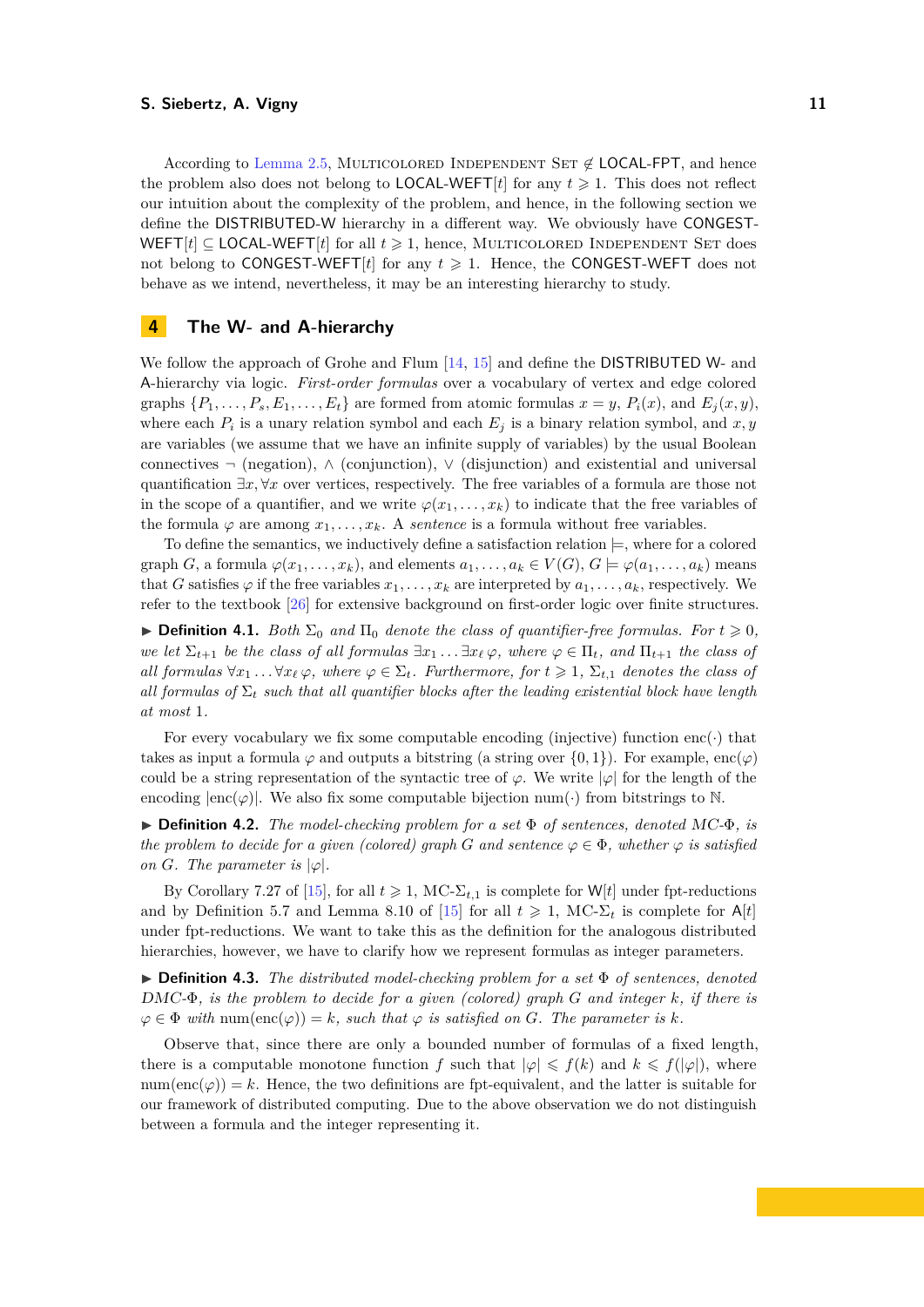According to Lemma 2.5, Multicolored Independent Set $\notin$ LOCAL-FPT, and hence the problem also does not belong to LOCAL-WEFT$[t]$ for any $t \geqslant 1$. This does not reflect our intuition about the complexity of the problem, and hence, in the following section we define the DISTRIBUTED-W hierarchy in a different way. We obviously have CONGEST-WEFT$[t] \subseteq$ LOCAL-WEFT$[t]$ for all $t \geqslant 1$, hence, Multicolored Independent Set does not belong to CONGEST-WEFT$[t]$ for any $t \geqslant 1$. Hence, the CONGEST-WEFT does not behave as we intend, nevertheless, it may be an interesting hierarchy to study.

## 4 The W- and A-hierarchy

We follow the approach of Grohe and Flum [14, 15] and define the DISTRIBUTED W- and A-hierarchy via logic. *First-order formulas* over a vocabulary of vertex and edge colored graphs $\{P_1, \ldots, P_s, E_1, \ldots, E_t\}$ are formed from atomic formulas $x = y$, $P_i(x)$, and $E_j(x, y)$, where each $P_i$ is a unary relation symbol and each $E_j$ is a binary relation symbol, and $x, y$ are variables (we assume that we have an infinite supply of variables) by the usual Boolean connectives $\neg$ (negation), $\wedge$ (conjunction), $\vee$ (disjunction) and existential and universal quantification $\exists x, \forall x$ over vertices, respectively. The free variables of a formula are those not in the scope of a quantifier, and we write $\varphi(x_1, \ldots, x_k)$ to indicate that the free variables of the formula $\varphi$ are among $x_1, \ldots, x_k$. A *sentence* is a formula without free variables.

To define the semantics, we inductively define a satisfaction relation $\models$, where for a colored graph $G$, a formula $\varphi(x_1, \ldots, x_k)$, and elements $a_1, \ldots, a_k \in V(G)$, $G \models \varphi(a_1, \ldots, a_k)$ means that $G$ satisfies $\varphi$ if the free variables $x_1, \ldots, x_k$ are interpreted by $a_1, \ldots, a_k$, respectively. We refer to the textbook [26] for extensive background on first-order logic over finite structures.

▶ **Definition 4.1.** *Both $\Sigma_0$ and $\Pi_0$ denote the class of quantifier-free formulas. For $t \geqslant 0$, we let $\Sigma_{t+1}$ be the class of all formulas $\exists x_1 \ldots \exists x_\ell \, \varphi$, where $\varphi \in \Pi_t$, and $\Pi_{t+1}$ the class of all formulas $\forall x_1 \ldots \forall x_\ell \, \varphi$, where $\varphi \in \Sigma_t$. Furthermore, for $t \geqslant 1$, $\Sigma_{t,1}$ denotes the class of all formulas of $\Sigma_t$ such that all quantifier blocks after the leading existential block have length at most 1.*

For every vocabulary we fix some computable encoding (injective) function enc$(\cdot)$ that takes as input a formula $\varphi$ and outputs a bitstring (a string over $\{0, 1\}$). For example, enc$(\varphi)$ could be a string representation of the syntactic tree of $\varphi$. We write $|\varphi|$ for the length of the encoding $|\text{enc}(\varphi)|$. We also fix some computable bijection num$(\cdot)$ from bitstrings to $\mathbb{N}$.

▶ **Definition 4.2.** *The model-checking problem for a set $\Phi$ of sentences, denoted MC-$\Phi$, is the problem to decide for a given (colored) graph $G$ and sentence $\varphi \in \Phi$, whether $\varphi$ is satisfied on $G$. The parameter is $|\varphi|$.*

By Corollary 7.27 of [15], for all $t \geqslant 1$, MC-$\Sigma_{t,1}$ is complete for W$[t]$ under fpt-reductions and by Definition 5.7 and Lemma 8.10 of [15] for all $t \geqslant 1$, MC-$\Sigma_t$ is complete for A$[t]$ under fpt-reductions. We want to take this as the definition for the analogous distributed hierarchies, however, we have to clarify how we represent formulas as integer parameters.

▶ **Definition 4.3.** *The distributed model-checking problem for a set $\Phi$ of sentences, denoted DMC-$\Phi$, is the problem to decide for a given (colored) graph $G$ and integer $k$, if there is $\varphi \in \Phi$ with $\text{num}(\text{enc}(\varphi)) = k$, such that $\varphi$ is satisfied on $G$. The parameter is $k$.*

Observe that, since there are only a bounded number of formulas of a fixed length, there is a computable monotone function $f$ such that $|\varphi| \leqslant f(k)$ and $k \leqslant f(|\varphi|)$, where $\text{num}(\text{enc}(\varphi)) = k$. Hence, the two definitions are fpt-equivalent, and the latter is suitable for our framework of distributed computing. Due to the above observation we do not distinguish between a formula and the integer representing it.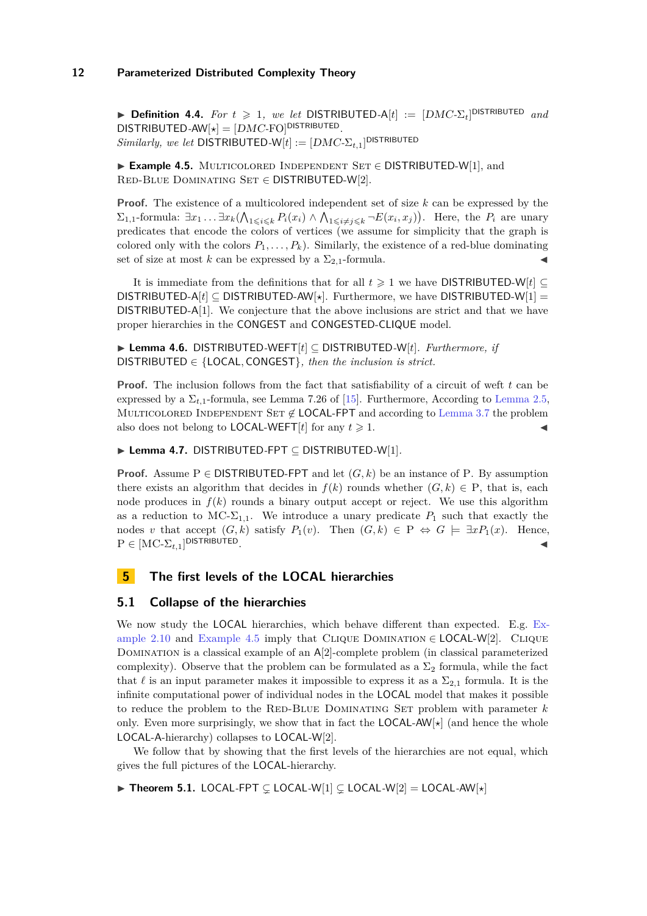▶ **Definition 4.4.** *For $t \geqslant 1$, we let* DISTRIBUTED-A$[t] := [DMC\text{-}\Sigma_t]^{\mathsf{DISTRIBUTED}}$ *and* DISTRIBUTED-AW$[\star] = [DMC\text{-FO}]^{\mathsf{DISTRIBUTED}}$.
*Similarly, we let* DISTRIBUTED-W$[t] := [DMC\text{-}\Sigma_{t,1}]^{\mathsf{DISTRIBUTED}}$

▶ **Example 4.5.** Multicolored Independent Set $\in$ DISTRIBUTED-W[1], and Red-Blue Dominating Set $\in$ DISTRIBUTED-W[2].

**Proof.** The existence of a multicolored independent set of size $k$ can be expressed by the $\Sigma_{1,1}$-formula: $\exists x_1 \dots \exists x_k (\bigwedge_{1 \leqslant i \leqslant k} P_i(x_i) \wedge \bigwedge_{1 \leqslant i \neq j \leqslant k} \neg E(x_i, x_j))$. Here, the $P_i$ are unary predicates that encode the colors of vertices (we assume for simplicity that the graph is colored only with the colors $P_1, \dots, P_k$). Similarly, the existence of a red-blue dominating set of size at most $k$ can be expressed by a $\Sigma_{2,1}$-formula. ◀

It is immediate from the definitions that for all $t \geqslant 1$ we have DISTRIBUTED-W$[t] \subseteq$ DISTRIBUTED-A$[t] \subseteq$ DISTRIBUTED-AW$[\star]$. Furthermore, we have DISTRIBUTED-W$[1] =$ DISTRIBUTED-A$[1]$. We conjecture that the above inclusions are strict and that we have proper hierarchies in the CONGEST and CONGESTED-CLIQUE model.

▶ **Lemma 4.6.** DISTRIBUTED-WEFT$[t] \subseteq$ DISTRIBUTED-W$[t]$. *Furthermore, if* DISTRIBUTED $\in$ {LOCAL, CONGEST}, *then the inclusion is strict.*

**Proof.** The inclusion follows from the fact that satisfiability of a circuit of weft $t$ can be expressed by a $\Sigma_{t,1}$-formula, see Lemma 7.26 of [15]. Furthermore, According to Lemma 2.5, Multicolored Independent Set $\notin$ LOCAL-FPT and according to Lemma 3.7 the problem also does not belong to LOCAL-WEFT$[t]$ for any $t \geqslant 1$. ◀

▶ **Lemma 4.7.** DISTRIBUTED-FPT $\subseteq$ DISTRIBUTED-W[1].

**Proof.** Assume P $\in$ DISTRIBUTED-FPT and let $(G, k)$ be an instance of P. By assumption there exists an algorithm that decides in $f(k)$ rounds whether $(G, k) \in$ P, that is, each node produces in $f(k)$ rounds a binary output accept or reject. We use this algorithm as a reduction to MC-$\Sigma_{1,1}$. We introduce a unary predicate $P_1$ such that exactly the nodes $v$ that accept $(G, k)$ satisfy $P_1(v)$. Then $(G, k) \in$ P $\Leftrightarrow G \models \exists x P_1(x)$. Hence, P $\in [\text{MC-}\Sigma_{t,1}]^{\mathsf{DISTRIBUTED}}$. ◀

# 5 The first levels of the LOCAL hierarchies

## 5.1 Collapse of the hierarchies

We now study the LOCAL hierarchies, which behave different than expected. E.g. Example 2.10 and Example 4.5 imply that Clique Domination $\in$ LOCAL-W[2]. Clique Domination is a classical example of an A[2]-complete problem (in classical parameterized complexity). Observe that the problem can be formulated as a $\Sigma_2$ formula, while the fact that $\ell$ is an input parameter makes it impossible to express it as a $\Sigma_{2,1}$ formula. It is the infinite computational power of individual nodes in the LOCAL model that makes it possible to reduce the problem to the Red-Blue Dominating Set problem with parameter $k$ only. Even more surprisingly, we show that in fact the LOCAL-AW$[\star]$ (and hence the whole LOCAL-A-hierarchy) collapses to LOCAL-W[2].

We follow that by showing that the first levels of the hierarchies are not equal, which gives the full pictures of the LOCAL-hierarchy.

▶ **Theorem 5.1.** LOCAL-FPT $\subsetneq$ LOCAL-W[1] $\subsetneq$ LOCAL-W[2] $=$ LOCAL-AW$[\star]$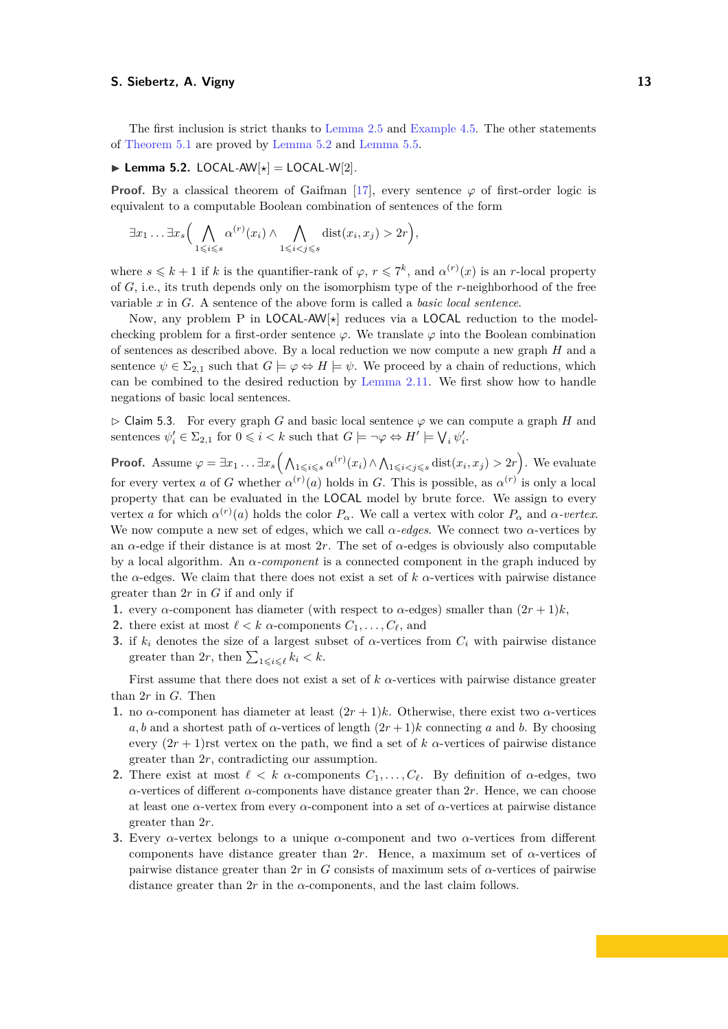The first inclusion is strict thanks to Lemma 2.5 and Example 4.5. The other statements of Theorem 5.1 are proved by Lemma 5.2 and Lemma 5.5.

▶ **Lemma 5.2.** LOCAL-AW[$\star$] = LOCAL-W[2].

**Proof.** By a classical theorem of Gaifman [17], every sentence $\varphi$ of first-order logic is equivalent to a computable Boolean combination of sentences of the form

$$\exists x_1 \ldots \exists x_s \Big( \bigwedge_{1 \leqslant i \leqslant s} \alpha^{(r)}(x_i) \wedge \bigwedge_{1 \leqslant i < j \leqslant s} \mathrm{dist}(x_i, x_j) > 2r \Big),$$

where $s \leqslant k+1$ if $k$ is the quantifier-rank of $\varphi$, $r \leqslant 7^k$, and $\alpha^{(r)}(x)$ is an $r$-local property of $G$, i.e., its truth depends only on the isomorphism type of the $r$-neighborhood of the free variable $x$ in $G$. A sentence of the above form is called a *basic local sentence*.

Now, any problem P in LOCAL-AW[$\star$] reduces via a LOCAL reduction to the model-checking problem for a first-order sentence $\varphi$. We translate $\varphi$ into the Boolean combination of sentences as described above. By a local reduction we now compute a new graph $H$ and a sentence $\psi \in \Sigma_{2,1}$ such that $G \models \varphi \Leftrightarrow H \models \psi$. We proceed by a chain of reductions, which can be combined to the desired reduction by Lemma 2.11. We first show how to handle negations of basic local sentences.

▷ Claim 5.3. For every graph $G$ and basic local sentence $\varphi$ we can compute a graph $H$ and sentences $\psi_i' \in \Sigma_{2,1}$ for $0 \leqslant i < k$ such that $G \models \neg\varphi \Leftrightarrow H' \models \bigvee_i \psi_i'$.

**Proof.** Assume $\varphi = \exists x_1 \ldots \exists x_s \Big( \bigwedge_{1 \leqslant i \leqslant s} \alpha^{(r)}(x_i) \wedge \bigwedge_{1 \leqslant i < j \leqslant s} \mathrm{dist}(x_i, x_j) > 2r \Big)$. We evaluate for every vertex $a$ of $G$ whether $\alpha^{(r)}(a)$ holds in $G$. This is possible, as $\alpha^{(r)}$ is only a local property that can be evaluated in the LOCAL model by brute force. We assign to every vertex $a$ for which $\alpha^{(r)}(a)$ holds the color $P_\alpha$. We call a vertex with color $P_\alpha$ and *$\alpha$-vertex*. We now compute a new set of edges, which we call *$\alpha$-edges*. We connect two $\alpha$-vertices by an $\alpha$-edge if their distance is at most $2r$. The set of $\alpha$-edges is obviously also computable by a local algorithm. An *$\alpha$-component* is a connected component in the graph induced by the $\alpha$-edges. We claim that there does not exist a set of $k$ $\alpha$-vertices with pairwise distance greater than $2r$ in $G$ if and only if

1. every $\alpha$-component has diameter (with respect to $\alpha$-edges) smaller than $(2r+1)k$,
2. there exist at most $\ell < k$ $\alpha$-components $C_1, \ldots, C_\ell$, and
3. if $k_i$ denotes the size of a largest subset of $\alpha$-vertices from $C_i$ with pairwise distance greater than $2r$, then $\sum_{1 \leqslant i \leqslant \ell} k_i < k$.

First assume that there does not exist a set of $k$ $\alpha$-vertices with pairwise distance greater than $2r$ in $G$. Then

1. no $\alpha$-component has diameter at least $(2r+1)k$. Otherwise, there exist two $\alpha$-vertices $a, b$ and a shortest path of $\alpha$-vertices of length $(2r+1)k$ connecting $a$ and $b$. By choosing every $(2r+1)$rst vertex on the path, we find a set of $k$ $\alpha$-vertices of pairwise distance greater than $2r$, contradicting our assumption.
2. There exist at most $\ell < k$ $\alpha$-components $C_1, \ldots, C_\ell$. By definition of $\alpha$-edges, two $\alpha$-vertices of different $\alpha$-components have distance greater than $2r$. Hence, we can choose at least one $\alpha$-vertex from every $\alpha$-component into a set of $\alpha$-vertices at pairwise distance greater than $2r$.
3. Every $\alpha$-vertex belongs to a unique $\alpha$-component and two $\alpha$-vertices from different components have distance greater than $2r$. Hence, a maximum set of $\alpha$-vertices of pairwise distance greater than $2r$ in $G$ consists of maximum sets of $\alpha$-vertices of pairwise distance greater than $2r$ in the $\alpha$-components, and the last claim follows.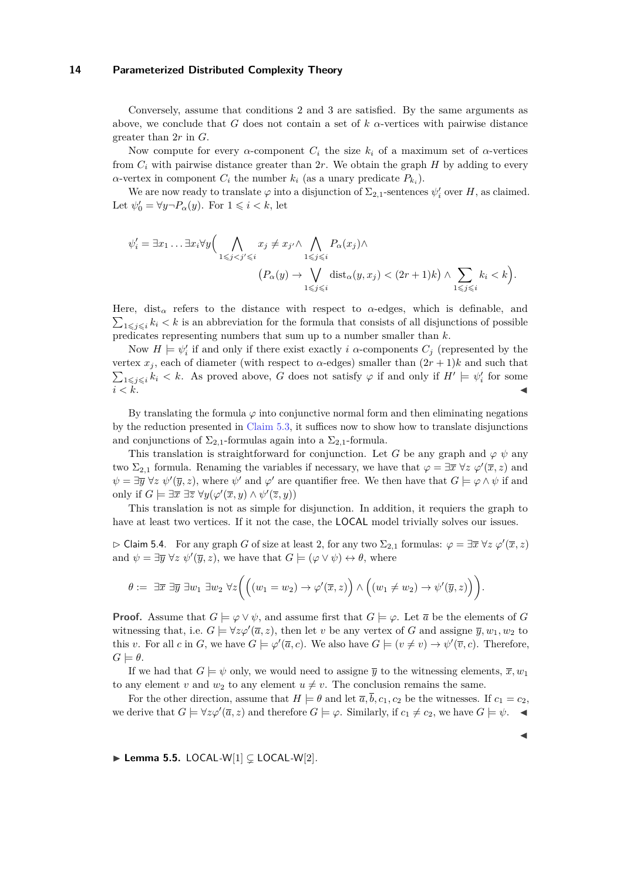Conversely, assume that conditions 2 and 3 are satisfied. By the same arguments as above, we conclude that $G$ does not contain a set of $k$ $\alpha$-vertices with pairwise distance greater than $2r$ in $G$.

Now compute for every $\alpha$-component $C_i$ the size $k_i$ of a maximum set of $\alpha$-vertices from $C_i$ with pairwise distance greater than $2r$. We obtain the graph $H$ by adding to every $\alpha$-vertex in component $C_i$ the number $k_i$ (as a unary predicate $P_{k_i}$).

We are now ready to translate $\varphi$ into a disjunction of $\Sigma_{2,1}$-sentences $\psi'_i$ over $H$, as claimed. Let $\psi'_0 = \forall y \neg P_\alpha(y)$. For $1 \leqslant i < k$, let

$$\psi'_i = \exists x_1 \ldots \exists x_i \forall y \Big( \bigwedge_{1 \leqslant j < j' \leqslant i} x_j \neq x_{j'} \wedge \bigwedge_{1 \leqslant j \leqslant i} P_\alpha(x_j) \wedge \\ \big(P_\alpha(y) \rightarrow \bigvee_{1 \leqslant j \leqslant i} \mathrm{dist}_\alpha(y, x_j) < (2r+1)k\big) \wedge \sum_{1 \leqslant j \leqslant i} k_i < k \Big).$$

Here, $\mathrm{dist}_\alpha$ refers to the distance with respect to $\alpha$-edges, which is definable, and $\sum_{1 \leqslant j \leqslant i} k_i < k$ is an abbreviation for the formula that consists of all disjunctions of possible predicates representing numbers that sum up to a number smaller than $k$.

Now $H \models \psi'_i$ if and only if there exist exactly $i$ $\alpha$-components $C_j$ (represented by the vertex $x_j$, each of diameter (with respect to $\alpha$-edges) smaller than $(2r+1)k$ and such that $\sum_{1 \leqslant j \leqslant i} k_i < k$. As proved above, $G$ does not satisfy $\varphi$ if and only if $H' \models \psi'_i$ for some $i < k$. ◀

By translating the formula $\varphi$ into conjunctive normal form and then eliminating negations by the reduction presented in Claim 5.3, it suffices now to show how to translate disjunctions and conjunctions of $\Sigma_{2,1}$-formulas again into a $\Sigma_{2,1}$-formula.

This translation is straightforward for conjunction. Let $G$ be any graph and $\varphi$ $\psi$ any two $\Sigma_{2,1}$ formula. Renaming the variables if necessary, we have that $\varphi = \exists \overline{x}\ \forall z\ \varphi'(\overline{x}, z)$ and $\psi = \exists \overline{y}\ \forall z\ \psi'(\overline{y}, z)$, where $\psi'$ and $\varphi'$ are quantifier free. We then have that $G \models \varphi \wedge \psi$ if and only if $G \models \exists \overline{x}\ \exists \overline{z}\ \forall y (\varphi'(\overline{x}, y) \wedge \psi'(\overline{z}, y))$

This translation is not as simple for disjunction. In addition, it requiers the graph to have at least two vertices. If it not the case, the LOCAL model trivially solves our issues.

▷ Claim 5.4. For any graph $G$ of size at least 2, for any two $\Sigma_{2,1}$ formulas: $\varphi = \exists \overline{x}\ \forall z\ \varphi'(\overline{x}, z)$ and $\psi = \exists \overline{y}\ \forall z\ \psi'(\overline{y}, z)$, we have that $G \models (\varphi \vee \psi) \leftrightarrow \theta$, where

$$\theta := \exists \overline{x}\ \exists \overline{y}\ \exists w_1\ \exists w_2\ \forall z \Big( \big( (w_1 = w_2) \rightarrow \varphi'(\overline{x}, z) \big) \wedge \big( (w_1 \neq w_2) \rightarrow \psi'(\overline{y}, z) \big) \Big).$$

**Proof.** Assume that $G \models \varphi \vee \psi$, and assume first that $G \models \varphi$. Let $\overline{a}$ be the elements of $G$ witnessing that, i.e. $G \models \forall z \varphi'(\overline{a}, z)$, then let $v$ be any vertex of $G$ and assigne $\overline{y}, w_1, w_2$ to this $v$. For all $c$ in $G$, we have $G \models \varphi'(\overline{a}, c)$. We also have $G \models (v \neq v) \rightarrow \psi'(\overline{v}, c)$. Therefore, $G \models \theta$.

If we had that $G \models \psi$ only, we would need to assigne $\overline{y}$ to the witnessing elements, $\overline{x}, w_1$ to any element $v$ and $w_2$ to any element $u \neq v$. The conclusion remains the same.

For the other direction, assume that $H \models \theta$ and let $\overline{a}, \overline{b}, c_1, c_2$ be the witnesses. If $c_1 = c_2$, we derive that $G \models \forall z \varphi'(\overline{a}, z)$ and therefore $G \models \varphi$. Similarly, if $c_1 \neq c_2$, we have $G \models \psi$. ◀

◀

▶ **Lemma 5.5.** LOCAL-W[1] $\subsetneq$ LOCAL-W[2].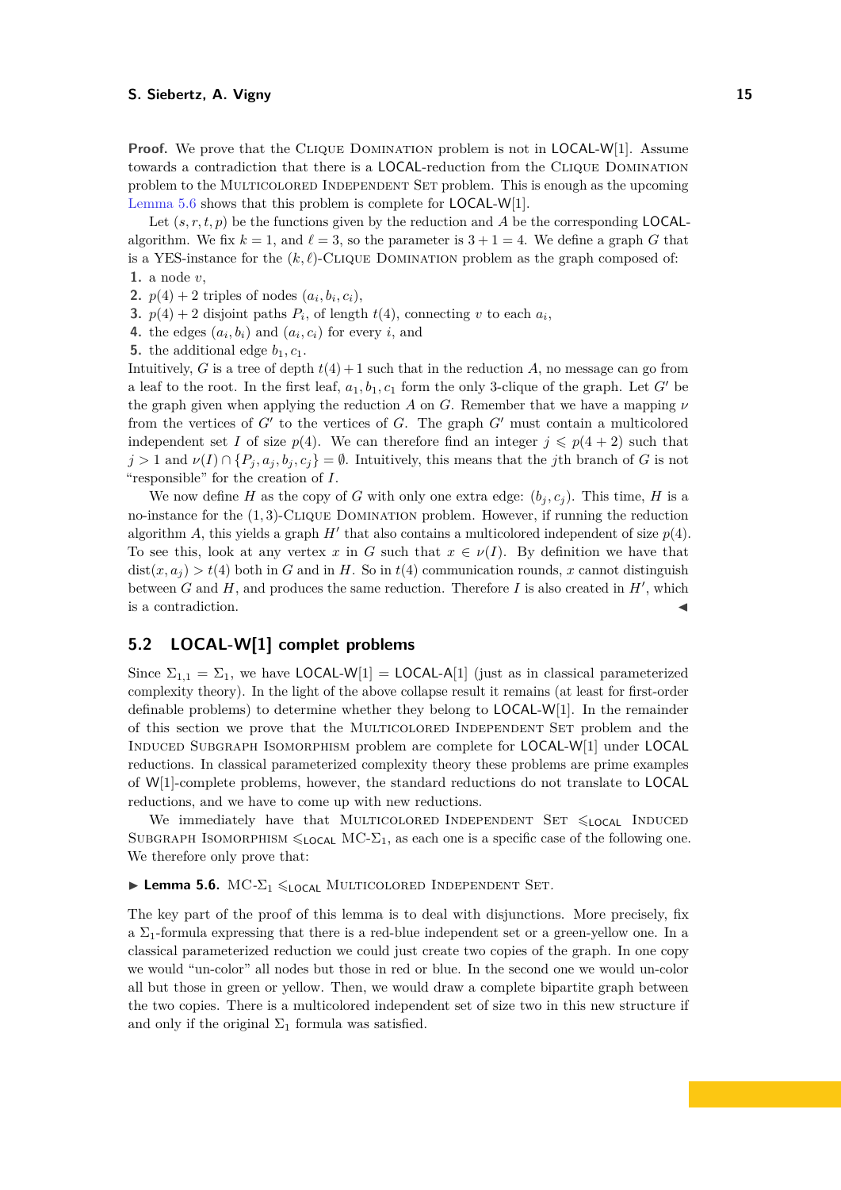**Proof.** We prove that the Clique Domination problem is not in LOCAL-W[1]. Assume towards a contradiction that there is a LOCAL-reduction from the Clique Domination problem to the Multicolored Independent Set problem. This is enough as the upcoming Lemma 5.6 shows that this problem is complete for LOCAL-W[1].

Let $(s, r, t, p)$ be the functions given by the reduction and $A$ be the corresponding LOCAL-algorithm. We fix $k = 1$, and $\ell = 3$, so the parameter is $3 + 1 = 4$. We define a graph $G$ that is a YES-instance for the $(k, \ell)$-Clique Domination problem as the graph composed of:

1. a node $v$,
2. $p(4) + 2$ triples of nodes $(a_i, b_i, c_i)$,
3. $p(4) + 2$ disjoint paths $P_i$, of length $t(4)$, connecting $v$ to each $a_i$,
4. the edges $(a_i, b_i)$ and $(a_i, c_i)$ for every $i$, and
5. the additional edge $b_1, c_1$.

Intuitively, $G$ is a tree of depth $t(4)+1$ such that in the reduction $A$, no message can go from a leaf to the root. In the first leaf, $a_1, b_1, c_1$ form the only 3-clique of the graph. Let $G'$ be the graph given when applying the reduction $A$ on $G$. Remember that we have a mapping $\nu$ from the vertices of $G'$ to the vertices of $G$. The graph $G'$ must contain a multicolored independent set $I$ of size $p(4)$. We can therefore find an integer $j \leqslant p(4 + 2)$ such that $j > 1$ and $\nu(I) \cap \{P_j, a_j, b_j, c_j\} = \emptyset$. Intuitively, this means that the $j$th branch of $G$ is not "responsible" for the creation of $I$.

We now define $H$ as the copy of $G$ with only one extra edge: $(b_j, c_j)$. This time, $H$ is a no-instance for the $(1, 3)$-Clique Domination problem. However, if running the reduction algorithm $A$, this yields a graph $H'$ that also contains a multicolored independent of size $p(4)$. To see this, look at any vertex $x$ in $G$ such that $x \in \nu(I)$. By definition we have that $\text{dist}(x, a_j) > t(4)$ both in $G$ and in $H$. So in $t(4)$ communication rounds, $x$ cannot distinguish between $G$ and $H$, and produces the same reduction. Therefore $I$ is also created in $H'$, which is a contradiction. ◀

## 5.2 LOCAL-W[1] complet problems

Since $\Sigma_{1,1} = \Sigma_1$, we have LOCAL-W[1] = LOCAL-A[1] (just as in classical parameterized complexity theory). In the light of the above collapse result it remains (at least for first-order definable problems) to determine whether they belong to LOCAL-W[1]. In the remainder of this section we prove that the Multicolored Independent Set problem and the Induced Subgraph Isomorphism problem are complete for LOCAL-W[1] under LOCAL reductions. In classical parameterized complexity theory these problems are prime examples of W[1]-complete problems, however, the standard reductions do not translate to LOCAL reductions, and we have to come up with new reductions.

We immediately have that Multicolored Independent Set $\leqslant_{\text{LOCAL}}$ Induced Subgraph Isomorphism $\leqslant_{\text{LOCAL}}$ MC-$\Sigma_1$, as each one is a specific case of the following one. We therefore only prove that:

▶ **Lemma 5.6.** MC-$\Sigma_1$ $\leqslant_{\text{LOCAL}}$ Multicolored Independent Set.

The key part of the proof of this lemma is to deal with disjunctions. More precisely, fix a $\Sigma_1$-formula expressing that there is a red-blue independent set or a green-yellow one. In a classical parameterized reduction we could just create two copies of the graph. In one copy we would "un-color" all nodes but those in red or blue. In the second one we would un-color all but those in green or yellow. Then, we would draw a complete bipartite graph between the two copies. There is a multicolored independent set of size two in this new structure if and only if the original $\Sigma_1$ formula was satisfied.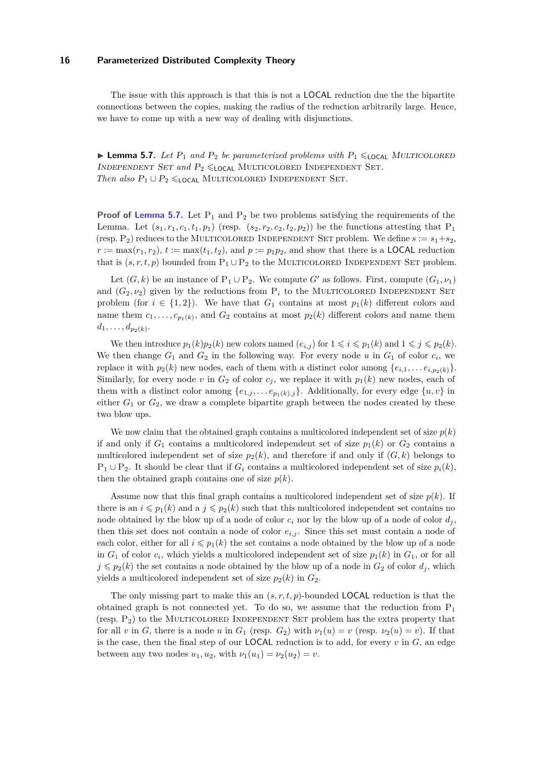The issue with this approach is that this is not a LOCAL reduction due the the bipartite connections between the copies, making the radius of the reduction arbitrarily large. Hence, we have to come up with a new way of dealing with disjunctions.

▶ **Lemma 5.7.** *Let $P_1$ and $P_2$ be parameterized problems with $P_1 \leqslant_{\mathsf{LOCAL}}$ Multicolored Independent Set and $P_2 \leqslant_{\mathsf{LOCAL}}$ Multicolored Independent Set. Then also $P_1 \cup P_2 \leqslant_{\mathsf{LOCAL}}$ Multicolored Independent Set.*

**Proof of Lemma 5.7.** Let $\mathrm{P}_1$ and $\mathrm{P}_2$ be two problems satisfying the requirements of the Lemma. Let $(s_1, r_1, c_1, t_1, p_1)$ (resp. $(s_2, r_2, c_2, t_2, p_2)$) be the functions attesting that $\mathrm{P}_1$ (resp. $\mathrm{P}_2$) reduces to the Multicolored Independent Set problem. We define $s := s_1 + s_2$, $r := \max(r_1, r_2)$, $t := \max(t_1, t_2)$, and $p := p_1 p_2$, and show that there is a LOCAL reduction that is $(s, r, t, p)$ bounded from $\mathrm{P}_1 \cup \mathrm{P}_2$ to the Multicolored Independent Set problem.

Let $(G, k)$ be an instance of $\mathrm{P}_1 \cup \mathrm{P}_2$. We compute $G'$ as follows. First, compute $(G_1, \nu_1)$ and $(G_2, \nu_2)$ given by the reductions from $\mathrm{P}_i$ to the Multicolored Independent Set problem (for $i \in \{1, 2\}$). We have that $G_1$ contains at most $p_1(k)$ different colors and name them $c_1, \ldots, c_{p_1(k)}$, and $G_2$ contains at most $p_2(k)$ different colors and name them $d_1, \ldots, d_{p_2(k)}$.

We then introduce $p_1(k)p_2(k)$ new colors named $(e_{i,j})$ for $1 \leqslant i \leqslant p_1(k)$ and $1 \leqslant j \leqslant p_2(k)$. We then change $G_1$ and $G_2$ in the following way. For every node $u$ in $G_1$ of color $c_i$, we replace it with $p_2(k)$ new nodes, each of them with a distinct color among $\{e_{i,1}, \ldots e_{i,p_2(k)}\}$. Similarly, for every node $v$ in $G_2$ of color $c_j$, we replace it with $p_1(k)$ new nodes, each of them with a distinct color among $\{e_{1,j}, \ldots e_{p_1(k),j}\}$. Additionally, for every edge $\{u, v\}$ in either $G_1$ or $G_2$, we draw a complete bipartite graph between the nodes created by these two blow ups.

We now claim that the obtained graph contains a multicolored independent set of size $p(k)$ if and only if $G_1$ contains a multicolored independent set of size $p_1(k)$ or $G_2$ contains a multicolored independent set of size $p_2(k)$, and therefore if and only if $(G, k)$ belongs to $\mathrm{P}_1 \cup \mathrm{P}_2$. It should be clear that if $G_i$ contains a multicolored independent set of size $p_i(k)$, then the obtained graph contains one of size $p(k)$.

Assume now that this final graph contains a multicolored independent set of size $p(k)$. If there is an $i \leqslant p_1(k)$ and a $j \leqslant p_2(k)$ such that this multicolored independent set contains no node obtained by the blow up of a node of color $c_i$ nor by the blow up of a node of color $d_j$, then this set does not contain a node of color $e_{i,j}$. Since this set must contain a node of each color, either for all $i \leqslant p_1(k)$ the set contains a node obtained by the blow up of a node in $G_1$ of color $c_i$, which yields a multicolored independent set of size $p_1(k)$ in $G_1$, or for all $j \leqslant p_2(k)$ the set contains a node obtained by the blow up of a node in $G_2$ of color $d_j$, which yields a multicolored independent set of size $p_2(k)$ in $G_2$.

The only missing part to make this an $(s, r, t, p)$-bounded LOCAL reduction is that the obtained graph is not connected yet. To do so, we assume that the reduction from $\mathrm{P}_1$ (resp. $\mathrm{P}_2$) to the Multicolored Independent Set problem has the extra property that for all $v$ in $G$, there is a node $u$ in $G_1$ (resp. $G_2$) with $\nu_1(u) = v$ (resp. $\nu_2(u) = v$). If that is the case, then the final step of our LOCAL reduction is to add, for every $v$ in $G$, an edge between any two nodes $u_1, u_2$, with $\nu_1(u_1) = \nu_2(u_2) = v$.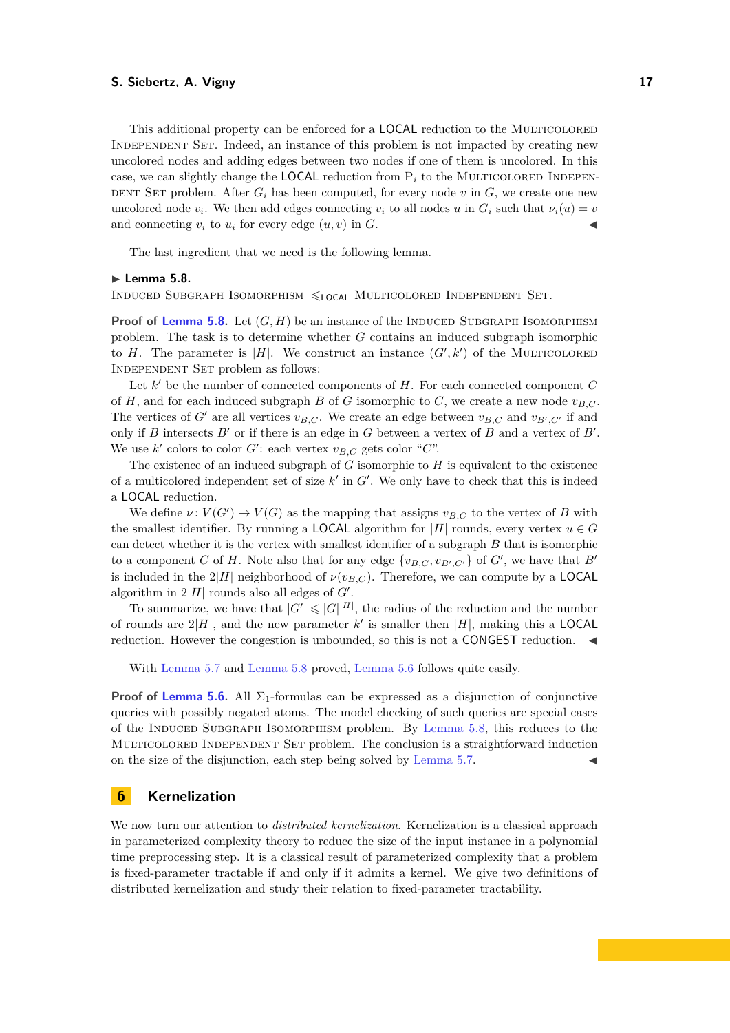This additional property can be enforced for a LOCAL reduction to the Multicolored Independent Set. Indeed, an instance of this problem is not impacted by creating new uncolored nodes and adding edges between two nodes if one of them is uncolored. In this case, we can slightly change the LOCAL reduction from $P_i$ to the Multicolored Independent Set problem. After $G_i$ has been computed, for every node $v$ in $G$, we create one new uncolored node $v_i$. We then add edges connecting $v_i$ to all nodes $u$ in $G_i$ such that $\nu_i(u) = v$ and connecting $v_i$ to $u_i$ for every edge $(u, v)$ in $G$. ◀

The last ingredient that we need is the following lemma.

**▶ Lemma 5.8.**
Induced Subgraph Isomorphism $\leqslant_{\mathsf{LOCAL}}$ Multicolored Independent Set.

**Proof of Lemma 5.8.** Let $(G, H)$ be an instance of the Induced Subgraph Isomorphism problem. The task is to determine whether $G$ contains an induced subgraph isomorphic to $H$. The parameter is $|H|$. We construct an instance $(G', k')$ of the Multicolored Independent Set problem as follows:

Let $k'$ be the number of connected components of $H$. For each connected component $C$ of $H$, and for each induced subgraph $B$ of $G$ isomorphic to $C$, we create a new node $v_{B,C}$. The vertices of $G'$ are all vertices $v_{B,C}$. We create an edge between $v_{B,C}$ and $v_{B',C'}$ if and only if $B$ intersects $B'$ or if there is an edge in $G$ between a vertex of $B$ and a vertex of $B'$. We use $k'$ colors to color $G'$: each vertex $v_{B,C}$ gets color "$C$".

The existence of an induced subgraph of $G$ isomorphic to $H$ is equivalent to the existence of a multicolored independent set of size $k'$ in $G'$. We only have to check that this is indeed a LOCAL reduction.

We define $\nu\colon V(G') \to V(G)$ as the mapping that assigns $v_{B,C}$ to the vertex of $B$ with the smallest identifier. By running a LOCAL algorithm for $|H|$ rounds, every vertex $u \in G$ can detect whether it is the vertex with smallest identifier of a subgraph $B$ that is isomorphic to a component $C$ of $H$. Note also that for any edge $\{v_{B,C}, v_{B',C'}\}$ of $G'$, we have that $B'$ is included in the $2|H|$ neighborhood of $\nu(v_{B,C})$. Therefore, we can compute by a LOCAL algorithm in $2|H|$ rounds also all edges of $G'$.

To summarize, we have that $|G'| \leqslant |G|^{|H|}$, the radius of the reduction and the number of rounds are $2|H|$, and the new parameter $k'$ is smaller then $|H|$, making this a LOCAL reduction. However the congestion is unbounded, so this is not a CONGEST reduction. ◀

With Lemma 5.7 and Lemma 5.8 proved, Lemma 5.6 follows quite easily.

**Proof of Lemma 5.6.** All $\Sigma_1$-formulas can be expressed as a disjunction of conjunctive queries with possibly negated atoms. The model checking of such queries are special cases of the Induced Subgraph Isomorphism problem. By Lemma 5.8, this reduces to the Multicolored Independent Set problem. The conclusion is a straightforward induction on the size of the disjunction, each step being solved by Lemma 5.7. ◀

## 6 Kernelization

We now turn our attention to *distributed kernelization*. Kernelization is a classical approach in parameterized complexity theory to reduce the size of the input instance in a polynomial time preprocessing step. It is a classical result of parameterized complexity that a problem is fixed-parameter tractable if and only if it admits a kernel. We give two definitions of distributed kernelization and study their relation to fixed-parameter tractability.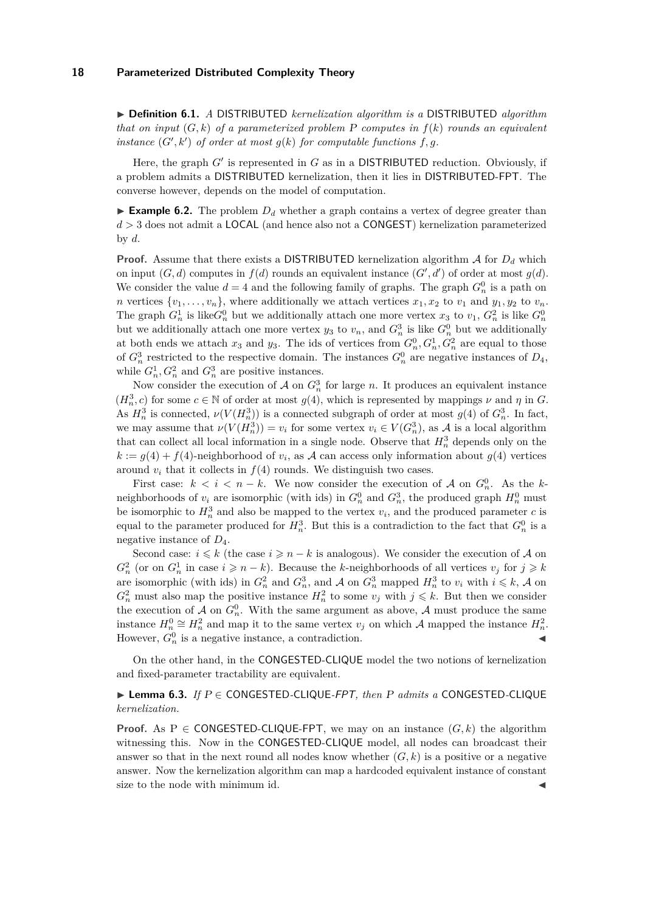► **Definition 6.1.** *A* DISTRIBUTED *kernelization algorithm is a* DISTRIBUTED *algorithm that on input* $(G,k)$ *of a parameterized problem* $P$ *computes in* $f(k)$ *rounds an equivalent instance* $(G',k')$ *of order at most* $g(k)$ *for computable functions* $f,g$.

Here, the graph $G'$ is represented in $G$ as in a DISTRIBUTED reduction. Obviously, if a problem admits a DISTRIBUTED kernelization, then it lies in DISTRIBUTED-FPT. The converse however, depends on the model of computation.

► **Example 6.2.** The problem $D_d$ whether a graph contains a vertex of degree greater than $d > 3$ does not admit a LOCAL (and hence also not a CONGEST) kernelization parameterized by $d$.

**Proof.** Assume that there exists a DISTRIBUTED kernelization algorithm $\mathcal{A}$ for $D_d$ which on input $(G,d)$ computes in $f(d)$ rounds an equivalent instance $(G',d')$ of order at most $g(d)$. We consider the value $d=4$ and the following family of graphs. The graph $G_n^0$ is a path on $n$ vertices $\{v_1,\ldots,v_n\}$, where additionally we attach vertices $x_1,x_2$ to $v_1$ and $y_1,y_2$ to $v_n$. The graph $G_n^1$ is like$G_n^0$ but we additionally attach one more vertex $x_3$ to $v_1$, $G_n^2$ is like $G_n^0$ but we additionally attach one more vertex $y_3$ to $v_n$, and $G_n^3$ is like $G_n^0$ but we additionally at both ends we attach $x_3$ and $y_3$. The ids of vertices from $G_n^0, G_n^1, G_n^2$ are equal to those of $G_n^3$ restricted to the respective domain. The instances $G_n^0$ are negative instances of $D_4$, while $G_n^1, G_n^2$ and $G_n^3$ are positive instances.

Now consider the execution of $\mathcal{A}$ on $G_n^3$ for large $n$. It produces an equivalent instance $(H_n^3, c)$ for some $c \in \mathbb{N}$ of order at most $g(4)$, which is represented by mappings $\nu$ and $\eta$ in $G$. As $H_n^3$ is connected, $\nu(V(H_n^3))$ is a connected subgraph of order at most $g(4)$ of $G_n^3$. In fact, we may assume that $\nu(V(H_n^3)) = v_i$ for some vertex $v_i \in V(G_n^3)$, as $\mathcal{A}$ is a local algorithm that can collect all local information in a single node. Observe that $H_n^3$ depends only on the $k := g(4)+f(4)$-neighborhood of $v_i$, as $\mathcal{A}$ can access only information about $g(4)$ vertices around $v_i$ that it collects in $f(4)$ rounds. We distinguish two cases.

First case: $k < i < n-k$. We now consider the execution of $\mathcal{A}$ on $G_n^0$. As the $k$-neighborhoods of $v_i$ are isomorphic (with ids) in $G_n^0$ and $G_n^3$, the produced graph $H_n^0$ must be isomorphic to $H_n^3$ and also be mapped to the vertex $v_i$, and the produced parameter $c$ is equal to the parameter produced for $H_n^3$. But this is a contradiction to the fact that $G_n^0$ is a negative instance of $D_4$.

Second case: $i \leqslant k$ (the case $i \geqslant n-k$ is analogous). We consider the execution of $\mathcal{A}$ on $G_n^2$ (or on $G_n^1$ in case $i \geqslant n-k$). Because the $k$-neighborhoods of all vertices $v_j$ for $j \geqslant k$ are isomorphic (with ids) in $G_n^2$ and $G_n^3$, and $\mathcal{A}$ on $G_n^3$ mapped $H_n^3$ to $v_i$ with $i \leqslant k$, $\mathcal{A}$ on $G_n^2$ must also map the positive instance $H_n^2$ to some $v_j$ with $j \leqslant k$. But then we consider the execution of $\mathcal{A}$ on $G_n^0$. With the same argument as above, $\mathcal{A}$ must produce the same instance $H_n^0 \cong H_n^2$ and map it to the same vertex $v_j$ on which $\mathcal{A}$ mapped the instance $H_n^2$. However, $G_n^0$ is a negative instance, a contradiction. ◄

On the other hand, in the CONGESTED-CLIQUE model the two notions of kernelization and fixed-parameter tractability are equivalent.

► **Lemma 6.3.** *If* $P \in$ CONGESTED-CLIQUE-*FPT*, *then* $P$ *admits a* CONGESTED-CLIQUE *kernelization.*

**Proof.** As $\mathrm{P} \in$ CONGESTED-CLIQUE-FPT, we may on an instance $(G,k)$ the algorithm witnessing this. Now in the CONGESTED-CLIQUE model, all nodes can broadcast their answer so that in the next round all nodes know whether $(G,k)$ is a positive or a negative answer. Now the kernelization algorithm can map a hardcoded equivalent instance of constant size to the node with minimum id. ◄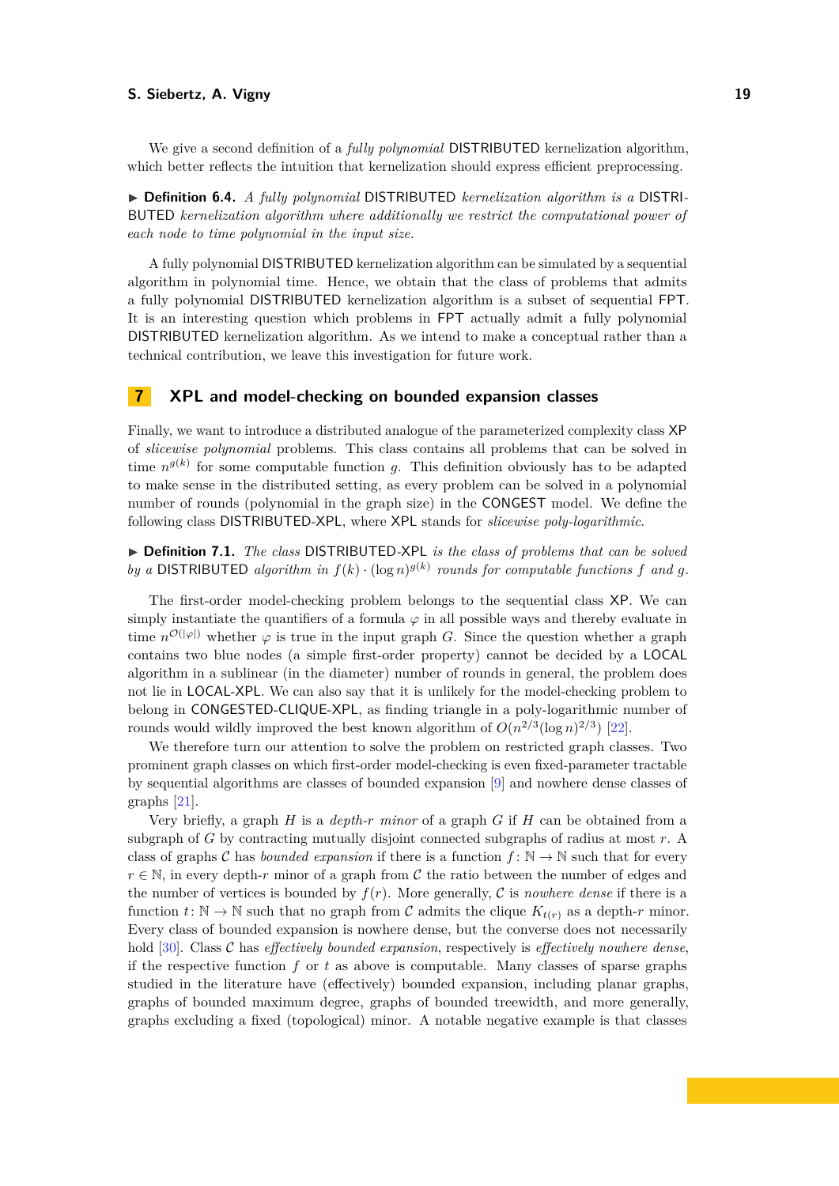We give a second definition of a *fully polynomial* DISTRIBUTED kernelization algorithm, which better reflects the intuition that kernelization should express efficient preprocessing.

▶ **Definition 6.4.** *A fully polynomial* DISTRIBUTED *kernelization algorithm is a* DISTRIBUTED *kernelization algorithm where additionally we restrict the computational power of each node to time polynomial in the input size.*

A fully polynomial DISTRIBUTED kernelization algorithm can be simulated by a sequential algorithm in polynomial time. Hence, we obtain that the class of problems that admits a fully polynomial DISTRIBUTED kernelization algorithm is a subset of sequential FPT. It is an interesting question which problems in FPT actually admit a fully polynomial DISTRIBUTED kernelization algorithm. As we intend to make a conceptual rather than a technical contribution, we leave this investigation for future work.

## 7 XPL and model-checking on bounded expansion classes

Finally, we want to introduce a distributed analogue of the parameterized complexity class XP of *slicewise polynomial* problems. This class contains all problems that can be solved in time $n^{g(k)}$ for some computable function $g$. This definition obviously has to be adapted to make sense in the distributed setting, as every problem can be solved in a polynomial number of rounds (polynomial in the graph size) in the CONGEST model. We define the following class DISTRIBUTED-XPL, where XPL stands for *slicewise poly-logarithmic*.

▶ **Definition 7.1.** *The class* DISTRIBUTED-XPL *is the class of problems that can be solved by a* DISTRIBUTED *algorithm in* $f(k) \cdot (\log n)^{g(k)}$ *rounds for computable functions* $f$ *and* $g$*.*

The first-order model-checking problem belongs to the sequential class XP. We can simply instantiate the quantifiers of a formula $\varphi$ in all possible ways and thereby evaluate in time $n^{\mathcal{O}(|\varphi|)}$ whether $\varphi$ is true in the input graph $G$. Since the question whether a graph contains two blue nodes (a simple first-order property) cannot be decided by a LOCAL algorithm in a sublinear (in the diameter) number of rounds in general, the problem does not lie in LOCAL-XPL. We can also say that it is unlikely for the model-checking problem to belong in CONGESTED-CLIQUE-XPL, as finding triangle in a poly-logarithmic number of rounds would wildly improved the best known algorithm of $O(n^{2/3}(\log n)^{2/3})$ [22].

We therefore turn our attention to solve the problem on restricted graph classes. Two prominent graph classes on which first-order model-checking is even fixed-parameter tractable by sequential algorithms are classes of bounded expansion [9] and nowhere dense classes of graphs [21].

Very briefly, a graph $H$ is a *depth-$r$ minor* of a graph $G$ if $H$ can be obtained from a subgraph of $G$ by contracting mutually disjoint connected subgraphs of radius at most $r$. A class of graphs $\mathcal{C}$ has *bounded expansion* if there is a function $f\colon \mathbb{N} \to \mathbb{N}$ such that for every $r \in \mathbb{N}$, in every depth-$r$ minor of a graph from $\mathcal{C}$ the ratio between the number of edges and the number of vertices is bounded by $f(r)$. More generally, $\mathcal{C}$ is *nowhere dense* if there is a function $t\colon \mathbb{N} \to \mathbb{N}$ such that no graph from $\mathcal{C}$ admits the clique $K_{t(r)}$ as a depth-$r$ minor. Every class of bounded expansion is nowhere dense, but the converse does not necessarily hold [30]. Class $\mathcal{C}$ has *effectively bounded expansion*, respectively is *effectively nowhere dense*, if the respective function $f$ or $t$ as above is computable. Many classes of sparse graphs studied in the literature have (effectively) bounded expansion, including planar graphs, graphs of bounded maximum degree, graphs of bounded treewidth, and more generally, graphs excluding a fixed (topological) minor. A notable negative example is that classes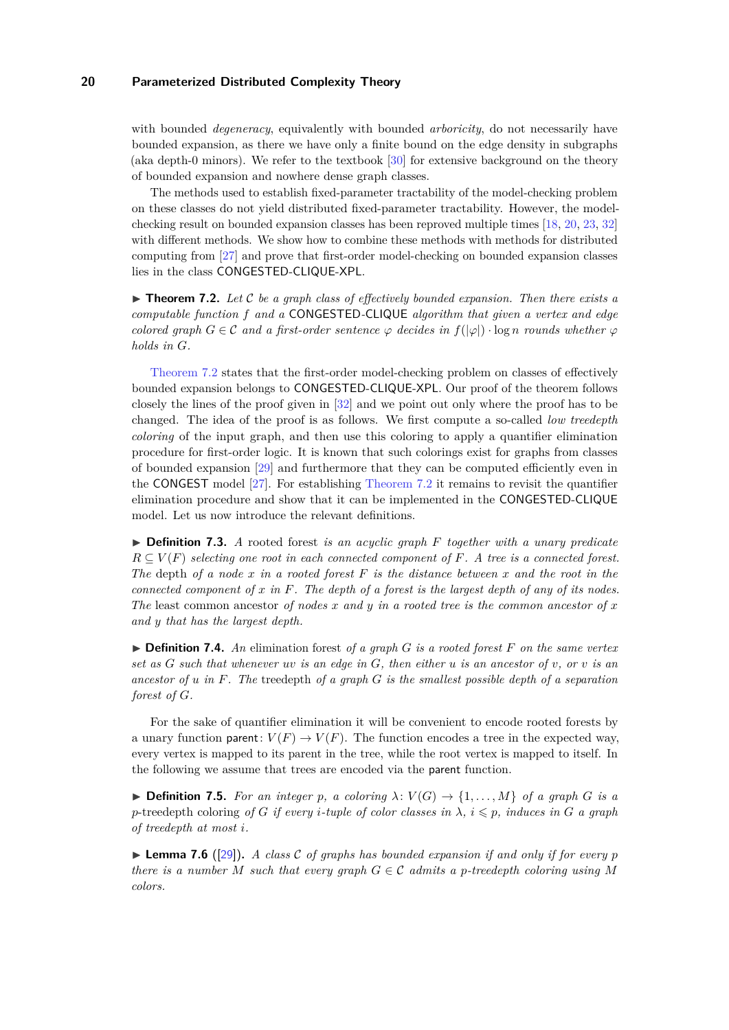with bounded *degeneracy*, equivalently with bounded *arboricity*, do not necessarily have bounded expansion, as there we have only a finite bound on the edge density in subgraphs (aka depth-0 minors). We refer to the textbook [30] for extensive background on the theory of bounded expansion and nowhere dense graph classes.

The methods used to establish fixed-parameter tractability of the model-checking problem on these classes do not yield distributed fixed-parameter tractability. However, the model-checking result on bounded expansion classes has been reproved multiple times [18, 20, 23, 32] with different methods. We show how to combine these methods with methods for distributed computing from [27] and prove that first-order model-checking on bounded expansion classes lies in the class CONGESTED-CLIQUE-XPL.

▶ **Theorem 7.2.** *Let $\mathcal{C}$ be a graph class of effectively bounded expansion. Then there exists a computable function $f$ and a* CONGESTED-CLIQUE *algorithm that given a vertex and edge colored graph $G \in \mathcal{C}$ and a first-order sentence $\varphi$ decides in $f(|\varphi|) \cdot \log n$ rounds whether $\varphi$ holds in $G$.*

Theorem 7.2 states that the first-order model-checking problem on classes of effectively bounded expansion belongs to CONGESTED-CLIQUE-XPL. Our proof of the theorem follows closely the lines of the proof given in [32] and we point out only where the proof has to be changed. The idea of the proof is as follows. We first compute a so-called *low treedepth coloring* of the input graph, and then use this coloring to apply a quantifier elimination procedure for first-order logic. It is known that such colorings exist for graphs from classes of bounded expansion [29] and furthermore that they can be computed efficiently even in the CONGEST model [27]. For establishing Theorem 7.2 it remains to revisit the quantifier elimination procedure and show that it can be implemented in the CONGESTED-CLIQUE model. Let us now introduce the relevant definitions.

▶ **Definition 7.3.** *A* rooted forest *is an acyclic graph $F$ together with a unary predicate $R \subseteq V(F)$ selecting one root in each connected component of $F$. A tree is a connected forest. The* depth *of a node $x$ in a rooted forest $F$ is the distance between $x$ and the root in the connected component of $x$ in $F$. The depth of a forest is the largest depth of any of its nodes. The* least common ancestor *of nodes $x$ and $y$ in a rooted tree is the common ancestor of $x$ and $y$ that has the largest depth.*

▶ **Definition 7.4.** *An* elimination forest *of a graph $G$ is a rooted forest $F$ on the same vertex set as $G$ such that whenever $uv$ is an edge in $G$, then either $u$ is an ancestor of $v$, or $v$ is an ancestor of $u$ in $F$. The* treedepth *of a graph $G$ is the smallest possible depth of a separation forest of $G$.*

For the sake of quantifier elimination it will be convenient to encode rooted forests by a unary function parent: $V(F) \to V(F)$. The function encodes a tree in the expected way, every vertex is mapped to its parent in the tree, while the root vertex is mapped to itself. In the following we assume that trees are encoded via the parent function.

▶ **Definition 7.5.** *For an integer $p$, a coloring $\lambda\colon V(G) \to \{1, \ldots, M\}$ of a graph $G$ is a $p$-*treedepth coloring *of $G$ if every $i$-tuple of color classes in $\lambda$, $i \leqslant p$, induces in $G$ a graph of treedepth at most $i$.*

▶ **Lemma 7.6** ([29]). *A class $\mathcal{C}$ of graphs has bounded expansion if and only if for every $p$ there is a number $M$ such that every graph $G \in \mathcal{C}$ admits a $p$-treedepth coloring using $M$ colors.*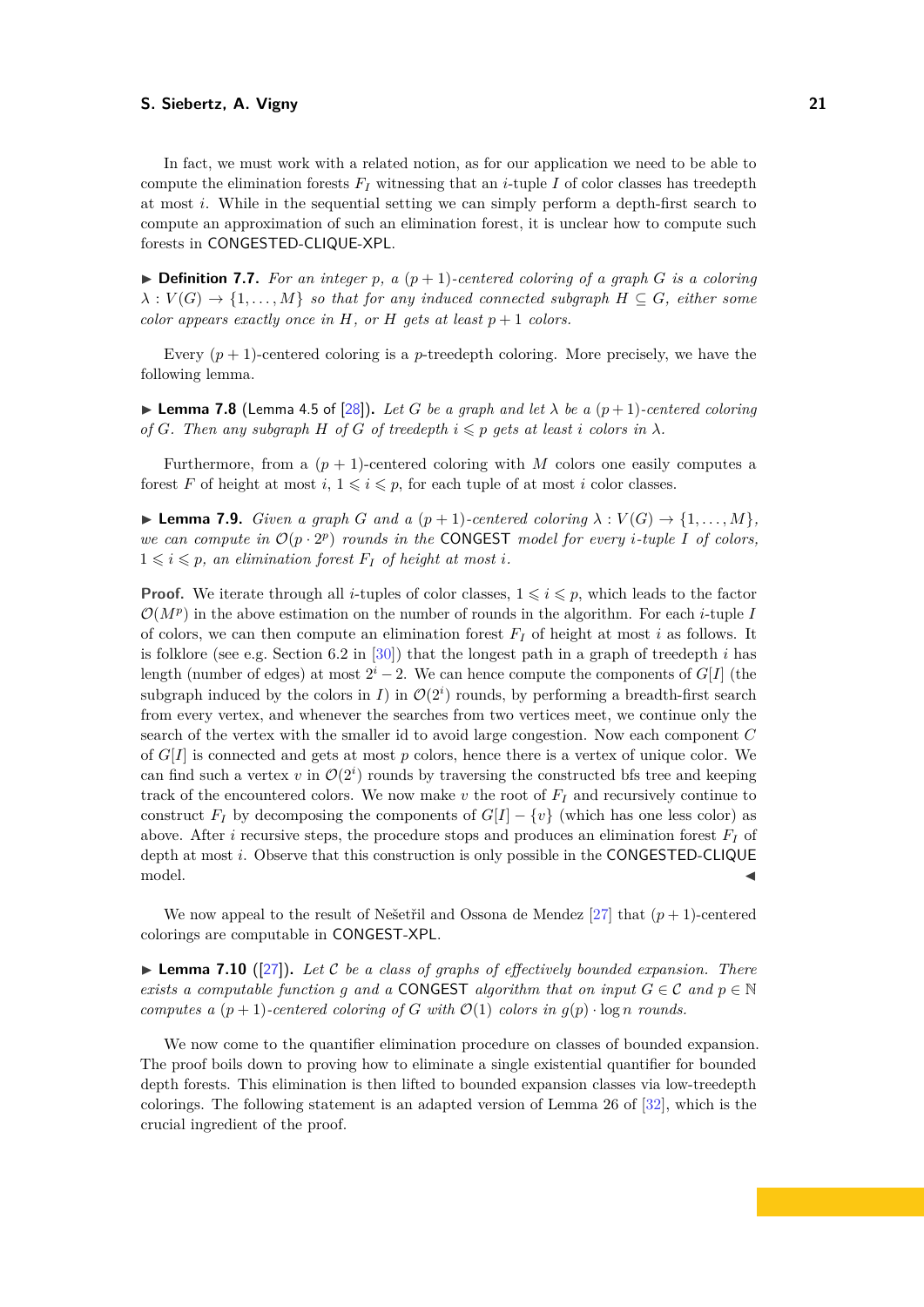In fact, we must work with a related notion, as for our application we need to be able to compute the elimination forests $F_I$ witnessing that an $i$-tuple $I$ of color classes has treedepth at most $i$. While in the sequential setting we can simply perform a depth-first search to compute an approximation of such an elimination forest, it is unclear how to compute such forests in CONGESTED-CLIQUE-XPL.

▶ **Definition 7.7.** *For an integer $p$, a $(p+1)$-centered coloring of a graph $G$ is a coloring $\lambda : V(G) \to \{1, \ldots, M\}$ so that for any induced connected subgraph $H \subseteq G$, either some color appears exactly once in $H$, or $H$ gets at least $p+1$ colors.*

Every $(p+1)$-centered coloring is a $p$-treedepth coloring. More precisely, we have the following lemma.

▶ **Lemma 7.8** (Lemma 4.5 of [28])**.** *Let $G$ be a graph and let $\lambda$ be a $(p+1)$-centered coloring of $G$. Then any subgraph $H$ of $G$ of treedepth $i \leqslant p$ gets at least $i$ colors in $\lambda$.*

Furthermore, from a $(p+1)$-centered coloring with $M$ colors one easily computes a forest $F$ of height at most $i$, $1 \leqslant i \leqslant p$, for each tuple of at most $i$ color classes.

▶ **Lemma 7.9.** *Given a graph $G$ and a $(p+1)$-centered coloring $\lambda : V(G) \to \{1, \ldots, M\}$, we can compute in $\mathcal{O}(p \cdot 2^p)$ rounds in the CONGEST model for every $i$-tuple $I$ of colors, $1 \leqslant i \leqslant p$, an elimination forest $F_I$ of height at most $i$.*

**Proof.** We iterate through all $i$-tuples of color classes, $1 \leqslant i \leqslant p$, which leads to the factor $\mathcal{O}(M^p)$ in the above estimation on the number of rounds in the algorithm. For each $i$-tuple $I$ of colors, we can then compute an elimination forest $F_I$ of height at most $i$ as follows. It is folklore (see e.g. Section 6.2 in [30]) that the longest path in a graph of treedepth $i$ has length (number of edges) at most $2^i - 2$. We can hence compute the components of $G[I]$ (the subgraph induced by the colors in $I$) in $\mathcal{O}(2^i)$ rounds, by performing a breadth-first search from every vertex, and whenever the searches from two vertices meet, we continue only the search of the vertex with the smaller id to avoid large congestion. Now each component $C$ of $G[I]$ is connected and gets at most $p$ colors, hence there is a vertex of unique color. We can find such a vertex $v$ in $\mathcal{O}(2^i)$ rounds by traversing the constructed bfs tree and keeping track of the encountered colors. We now make $v$ the root of $F_I$ and recursively continue to construct $F_I$ by decomposing the components of $G[I] - \{v\}$ (which has one less color) as above. After $i$ recursive steps, the procedure stops and produces an elimination forest $F_I$ of depth at most $i$. Observe that this construction is only possible in the CONGESTED-CLIQUE model. ◀

We now appeal to the result of Nešetřil and Ossona de Mendez [27] that $(p+1)$-centered colorings are computable in CONGEST-XPL.

▶ **Lemma 7.10** ([27])**.** *Let $\mathcal{C}$ be a class of graphs of effectively bounded expansion. There exists a computable function $g$ and a CONGEST algorithm that on input $G \in \mathcal{C}$ and $p \in \mathbb{N}$ computes a $(p+1)$-centered coloring of $G$ with $\mathcal{O}(1)$ colors in $g(p) \cdot \log n$ rounds.*

We now come to the quantifier elimination procedure on classes of bounded expansion. The proof boils down to proving how to eliminate a single existential quantifier for bounded depth forests. This elimination is then lifted to bounded expansion classes via low-treedepth colorings. The following statement is an adapted version of Lemma 26 of [32], which is the crucial ingredient of the proof.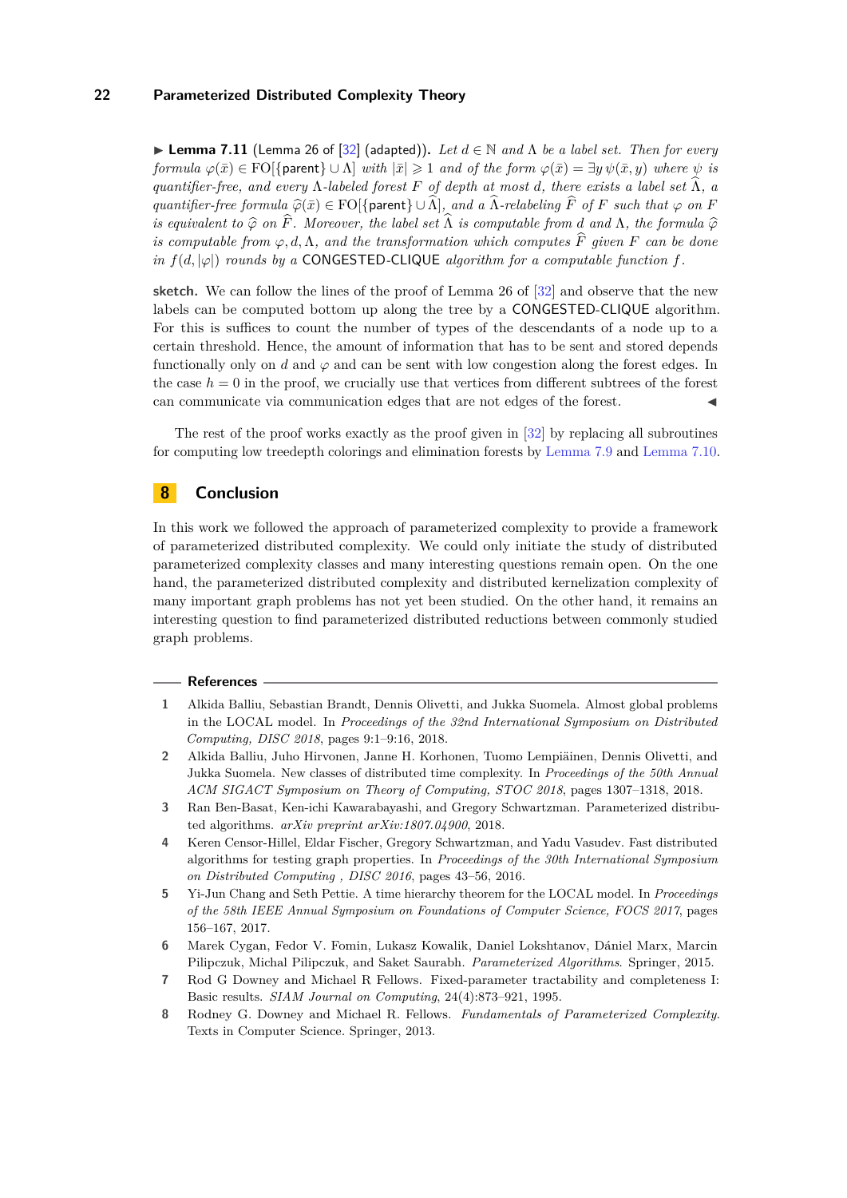▶ **Lemma 7.11** (Lemma 26 of [32] (adapted)). *Let $d \in \mathbb{N}$ and $\Lambda$ be a label set. Then for every formula $\varphi(\bar{x}) \in \mathrm{FO}[\{\mathsf{parent}\} \cup \Lambda]$ with $|\bar{x}| \geqslant 1$ and of the form $\varphi(\bar{x}) = \exists y\, \psi(\bar{x}, y)$ where $\psi$ is quantifier-free, and every $\Lambda$-labeled forest $F$ of depth at most $d$, there exists a label set $\widehat{\Lambda}$, a quantifier-free formula $\widehat{\varphi}(\bar{x}) \in \mathrm{FO}[\{\mathsf{parent}\} \cup \widehat{\Lambda}]$, and a $\widehat{\Lambda}$-relabeling $\widehat{F}$ of $F$ such that $\varphi$ on $F$ is equivalent to $\widehat{\varphi}$ on $\widehat{F}$. Moreover, the label set $\widehat{\Lambda}$ is computable from $d$ and $\Lambda$, the formula $\widehat{\varphi}$ is computable from $\varphi, d, \Lambda$, and the transformation which computes $\widehat{F}$ given $F$ can be done in $f(d, |\varphi|)$ rounds by a* CONGESTED-CLIQUE *algorithm for a computable function $f$.*

**sketch.** We can follow the lines of the proof of Lemma 26 of [32] and observe that the new labels can be computed bottom up along the tree by a CONGESTED-CLIQUE algorithm. For this is suffices to count the number of types of the descendants of a node up to a certain threshold. Hence, the amount of information that has to be sent and stored depends functionally only on $d$ and $\varphi$ and can be sent with low congestion along the forest edges. In the case $h = 0$ in the proof, we crucially use that vertices from different subtrees of the forest can communicate via communication edges that are not edges of the forest. ◀

The rest of the proof works exactly as the proof given in [32] by replacing all subroutines for computing low treedepth colorings and elimination forests by Lemma 7.9 and Lemma 7.10.

# 8 Conclusion

In this work we followed the approach of parameterized complexity to provide a framework of parameterized distributed complexity. We could only initiate the study of distributed parameterized complexity classes and many interesting questions remain open. On the one hand, the parameterized distributed complexity and distributed kernelization complexity of many important graph problems has not yet been studied. On the other hand, it remains an interesting question to find parameterized distributed reductions between commonly studied graph problems.

## References

1. Alkida Balliu, Sebastian Brandt, Dennis Olivetti, and Jukka Suomela. Almost global problems in the LOCAL model. In *Proceedings of the 32nd International Symposium on Distributed Computing, DISC 2018*, pages 9:1–9:16, 2018.
2. Alkida Balliu, Juho Hirvonen, Janne H. Korhonen, Tuomo Lempiäinen, Dennis Olivetti, and Jukka Suomela. New classes of distributed time complexity. In *Proceedings of the 50th Annual ACM SIGACT Symposium on Theory of Computing, STOC 2018*, pages 1307–1318, 2018.
3. Ran Ben-Basat, Ken-ichi Kawarabayashi, and Gregory Schwartzman. Parameterized distributed algorithms. *arXiv preprint arXiv:1807.04900*, 2018.
4. Keren Censor-Hillel, Eldar Fischer, Gregory Schwartzman, and Yadu Vasudev. Fast distributed algorithms for testing graph properties. In *Proceedings of the 30th International Symposium on Distributed Computing , DISC 2016*, pages 43–56, 2016.
5. Yi-Jun Chang and Seth Pettie. A time hierarchy theorem for the LOCAL model. In *Proceedings of the 58th IEEE Annual Symposium on Foundations of Computer Science, FOCS 2017*, pages 156–167, 2017.
6. Marek Cygan, Fedor V. Fomin, Lukasz Kowalik, Daniel Lokshtanov, Dániel Marx, Marcin Pilipczuk, Michal Pilipczuk, and Saket Saurabh. *Parameterized Algorithms*. Springer, 2015.
7. Rod G Downey and Michael R Fellows. Fixed-parameter tractability and completeness I: Basic results. *SIAM Journal on Computing*, 24(4):873–921, 1995.
8. Rodney G. Downey and Michael R. Fellows. *Fundamentals of Parameterized Complexity*. Texts in Computer Science. Springer, 2013.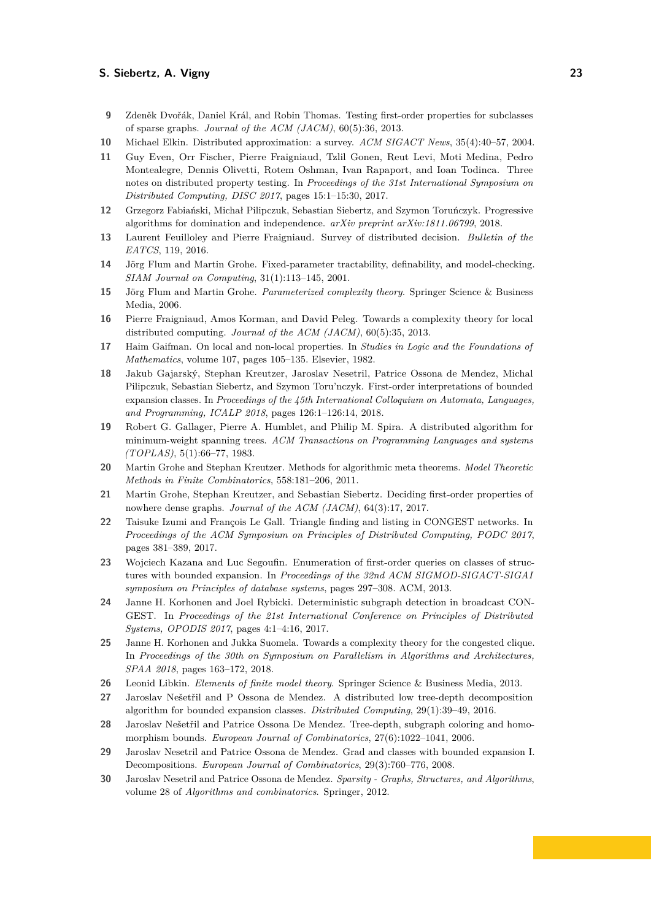9. Zdeněk Dvořák, Daniel Král, and Robin Thomas. Testing first-order properties for subclasses of sparse graphs. *Journal of the ACM (JACM)*, 60(5):36, 2013.
10. Michael Elkin. Distributed approximation: a survey. *ACM SIGACT News*, 35(4):40–57, 2004.
11. Guy Even, Orr Fischer, Pierre Fraigniaud, Tzlil Gonen, Reut Levi, Moti Medina, Pedro Montealegre, Dennis Olivetti, Rotem Oshman, Ivan Rapaport, and Ioan Todinca. Three notes on distributed property testing. In *Proceedings of the 31st International Symposium on Distributed Computing, DISC 2017*, pages 15:1–15:30, 2017.
12. Grzegorz Fabiański, Michał Pilipczuk, Sebastian Siebertz, and Szymon Toruńczyk. Progressive algorithms for domination and independence. *arXiv preprint arXiv:1811.06799*, 2018.
13. Laurent Feuilloley and Pierre Fraigniaud. Survey of distributed decision. *Bulletin of the EATCS*, 119, 2016.
14. Jörg Flum and Martin Grohe. Fixed-parameter tractability, definability, and model-checking. *SIAM Journal on Computing*, 31(1):113–145, 2001.
15. Jörg Flum and Martin Grohe. *Parameterized complexity theory*. Springer Science & Business Media, 2006.
16. Pierre Fraigniaud, Amos Korman, and David Peleg. Towards a complexity theory for local distributed computing. *Journal of the ACM (JACM)*, 60(5):35, 2013.
17. Haim Gaifman. On local and non-local properties. In *Studies in Logic and the Foundations of Mathematics*, volume 107, pages 105–135. Elsevier, 1982.
18. Jakub Gajarský, Stephan Kreutzer, Jaroslav Nesetril, Patrice Ossona de Mendez, Michal Pilipczuk, Sebastian Siebertz, and Szymon Toru'nczyk. First-order interpretations of bounded expansion classes. In *Proceedings of the 45th International Colloquium on Automata, Languages, and Programming, ICALP 2018*, pages 126:1–126:14, 2018.
19. Robert G. Gallager, Pierre A. Humblet, and Philip M. Spira. A distributed algorithm for minimum-weight spanning trees. *ACM Transactions on Programming Languages and systems (TOPLAS)*, 5(1):66–77, 1983.
20. Martin Grohe and Stephan Kreutzer. Methods for algorithmic meta theorems. *Model Theoretic Methods in Finite Combinatorics*, 558:181–206, 2011.
21. Martin Grohe, Stephan Kreutzer, and Sebastian Siebertz. Deciding first-order properties of nowhere dense graphs. *Journal of the ACM (JACM)*, 64(3):17, 2017.
22. Taisuke Izumi and François Le Gall. Triangle finding and listing in CONGEST networks. In *Proceedings of the ACM Symposium on Principles of Distributed Computing, PODC 2017*, pages 381–389, 2017.
23. Wojciech Kazana and Luc Segoufin. Enumeration of first-order queries on classes of structures with bounded expansion. In *Proceedings of the 32nd ACM SIGMOD-SIGACT-SIGAI symposium on Principles of database systems*, pages 297–308. ACM, 2013.
24. Janne H. Korhonen and Joel Rybicki. Deterministic subgraph detection in broadcast CONGEST. In *Proceedings of the 21st International Conference on Principles of Distributed Systems, OPODIS 2017*, pages 4:1–4:16, 2017.
25. Janne H. Korhonen and Jukka Suomela. Towards a complexity theory for the congested clique. In *Proceedings of the 30th on Symposium on Parallelism in Algorithms and Architectures, SPAA 2018*, pages 163–172, 2018.
26. Leonid Libkin. *Elements of finite model theory*. Springer Science & Business Media, 2013.
27. Jaroslav Nešetřil and P Ossona de Mendez. A distributed low tree-depth decomposition algorithm for bounded expansion classes. *Distributed Computing*, 29(1):39–49, 2016.
28. Jaroslav Nešetřil and Patrice Ossona De Mendez. Tree-depth, subgraph coloring and homomorphism bounds. *European Journal of Combinatorics*, 27(6):1022–1041, 2006.
29. Jaroslav Nesetril and Patrice Ossona de Mendez. Grad and classes with bounded expansion I. Decompositions. *European Journal of Combinatorics*, 29(3):760–776, 2008.
30. Jaroslav Nesetril and Patrice Ossona de Mendez. *Sparsity - Graphs, Structures, and Algorithms*, volume 28 of *Algorithms and combinatorics*. Springer, 2012.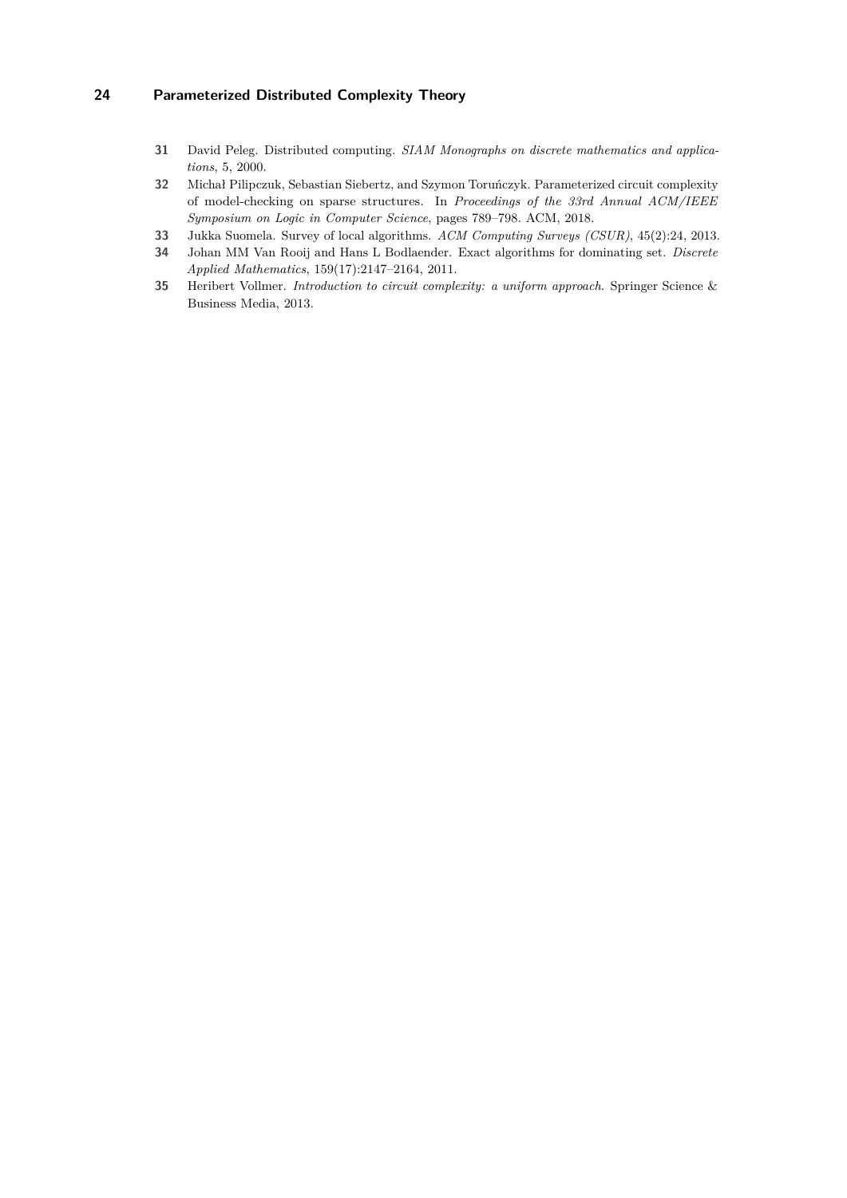31 David Peleg. Distributed computing. *SIAM Monographs on discrete mathematics and applications*, 5, 2000.

32 Michał Pilipczuk, Sebastian Siebertz, and Szymon Toruńczyk. Parameterized circuit complexity of model-checking on sparse structures. In *Proceedings of the 33rd Annual ACM/IEEE Symposium on Logic in Computer Science*, pages 789–798. ACM, 2018.

33 Jukka Suomela. Survey of local algorithms. *ACM Computing Surveys (CSUR)*, 45(2):24, 2013.

34 Johan MM Van Rooij and Hans L Bodlaender. Exact algorithms for dominating set. *Discrete Applied Mathematics*, 159(17):2147–2164, 2011.

35 Heribert Vollmer. *Introduction to circuit complexity: a uniform approach*. Springer Science & Business Media, 2013.